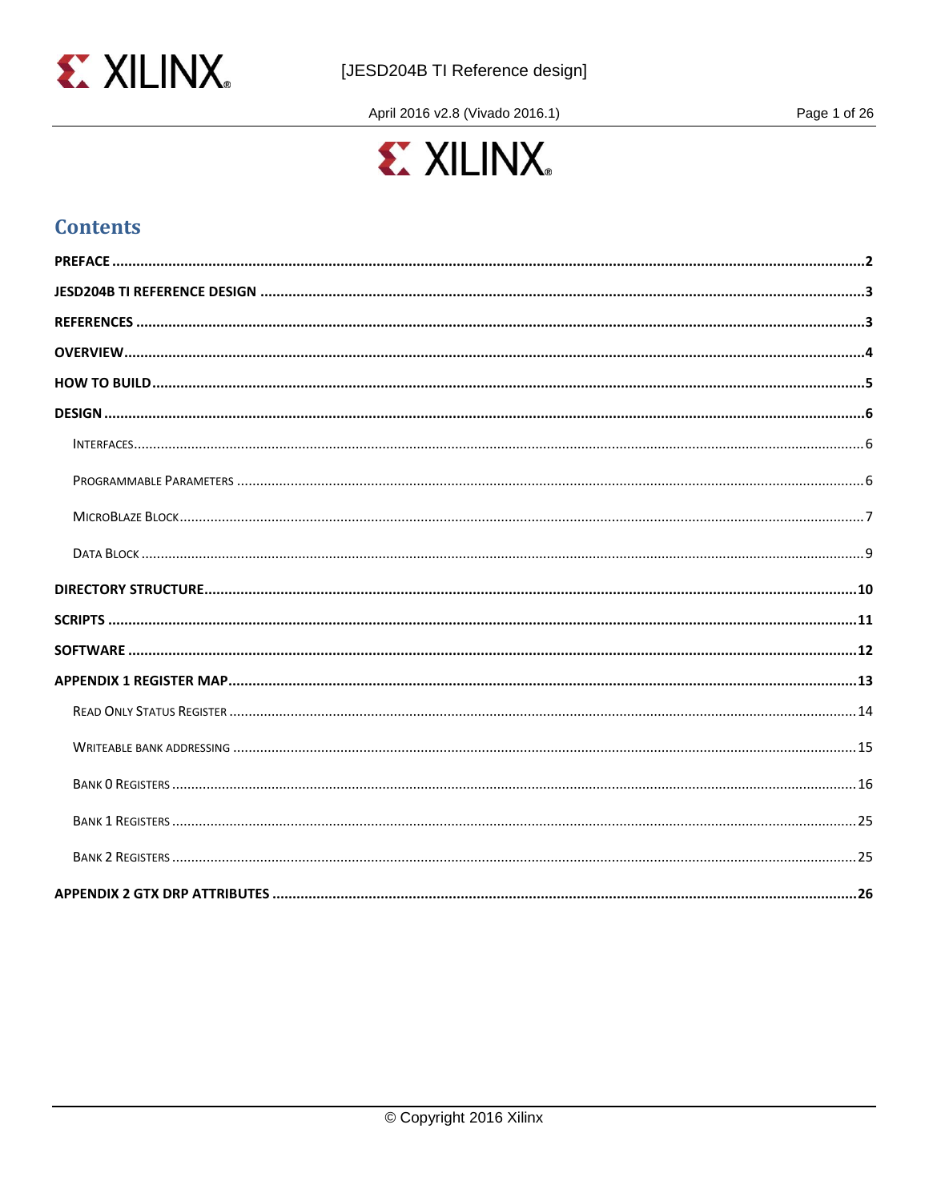## Contents

PREFACE .....2

JESD204B TI REFERENCE DESIGN .....3

REFERENCES .....3

OVERVIEW .....4

HOW TO BUILD .....5

DESIGN .....6

- INTERFACES .....6
- PROGRAMMABLE PARAMETERS .....6
- MICROBLAZE BLOCK .....7
- DATA BLOCK .....9

DIRECTORY STRUCTURE .....10

SCRIPTS .....11

SOFTWARE .....12

APPENDIX 1 REGISTER MAP .....13

- READ ONLY STATUS REGISTER .....14
- WRITEABLE BANK ADDRESSING .....15
- BANK 0 REGISTERS .....16
- BANK 1 REGISTERS .....25
- BANK 2 REGISTERS .....25

APPENDIX 2 GTX DRP ATTRIBUTES .....26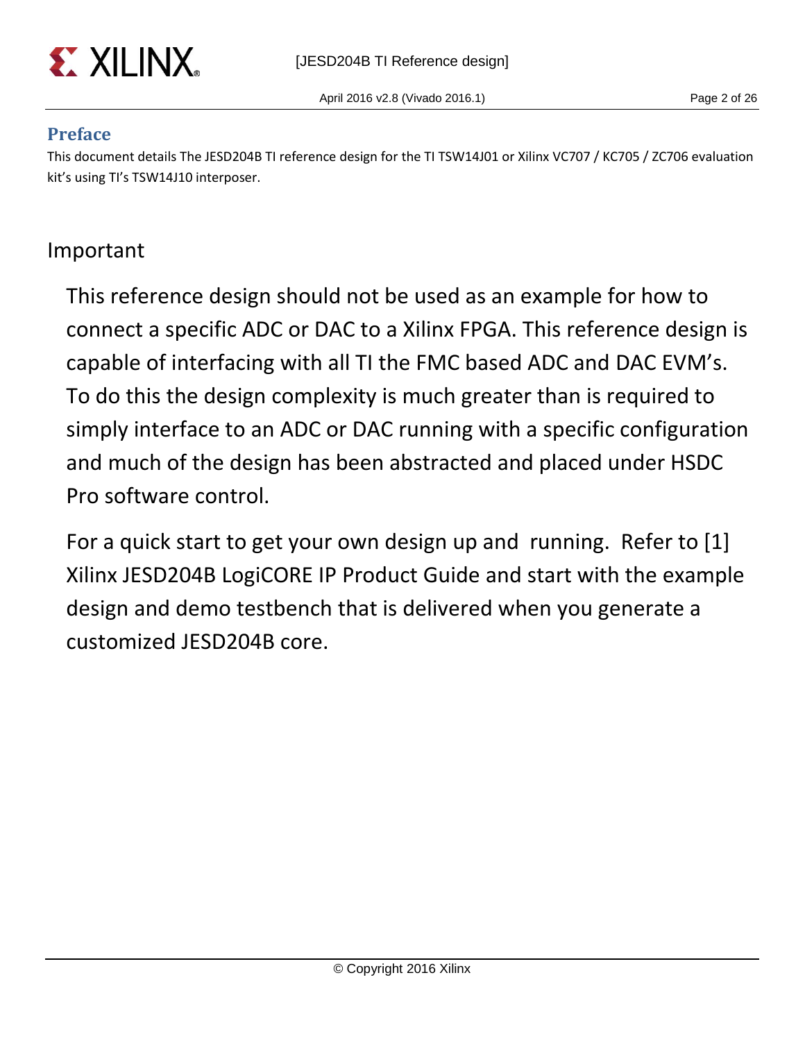## Preface

This document details The JESD204B TI reference design for the TI TSW14J01 or Xilinx VC707 / KC705 / ZC706 evaluation kit's using TI's TSW14J10 interposer.

## Important

This reference design should not be used as an example for how to connect a specific ADC or DAC to a Xilinx FPGA. This reference design is capable of interfacing with all TI the FMC based ADC and DAC EVM's. To do this the design complexity is much greater than is required to simply interface to an ADC or DAC running with a specific configuration and much of the design has been abstracted and placed under HSDC Pro software control.

For a quick start to get your own design up and running. Refer to [1] Xilinx JESD204B LogiCORE IP Product Guide and start with the example design and demo testbench that is delivered when you generate a customized JESD204B core.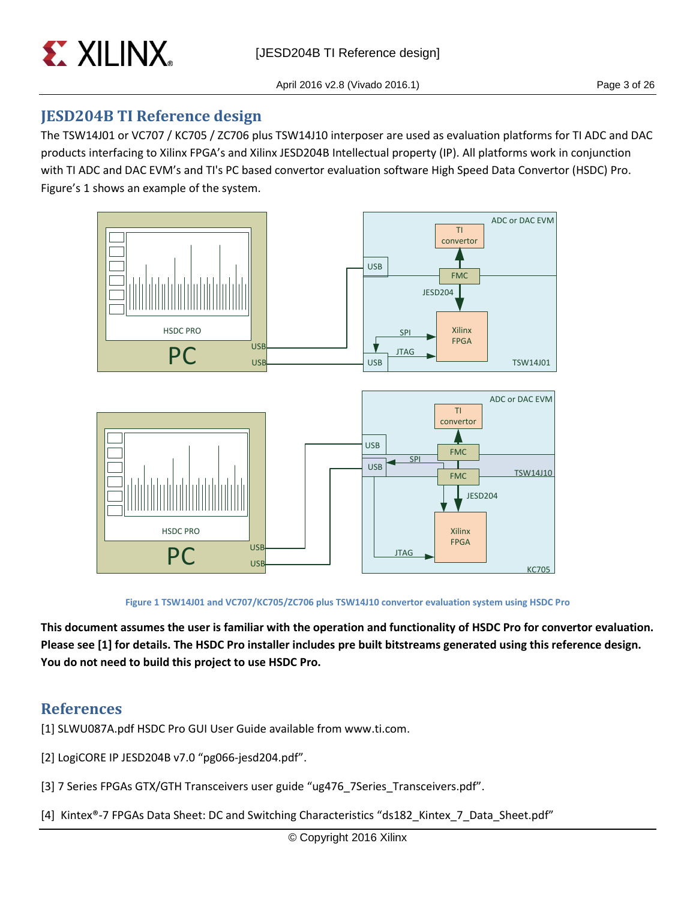## JESD204B TI Reference design

The TSW14J01 or VC707 / KC705 / ZC706 plus TSW14J10 interposer are used as evaluation platforms for TI ADC and DAC products interfacing to Xilinx FPGA's and Xilinx JESD204B Intellectual property (IP). All platforms work in conjunction with TI ADC and DAC EVM's and TI's PC based convertor evaluation software High Speed Data Convertor (HSDC) Pro. Figure's 1 shows an example of the system.

Figure 1 TSW14J01 and VC707/KC705/ZC706 plus TSW14J10 convertor evaluation system using HSDC Pro

**This document assumes the user is familiar with the operation and functionality of HSDC Pro for convertor evaluation. Please see [1] for details. The HSDC Pro installer includes pre built bitstreams generated using this reference design. You do not need to build this project to use HSDC Pro.**

## References

[1] SLWU087A.pdf HSDC Pro GUI User Guide available from www.ti.com.

[2] LogiCORE IP JESD204B v7.0 "pg066-jesd204.pdf".

[3] 7 Series FPGAs GTX/GTH Transceivers user guide "ug476_7Series_Transceivers.pdf".

[4] Kintex®-7 FPGAs Data Sheet: DC and Switching Characteristics "ds182_Kintex_7_Data_Sheet.pdf"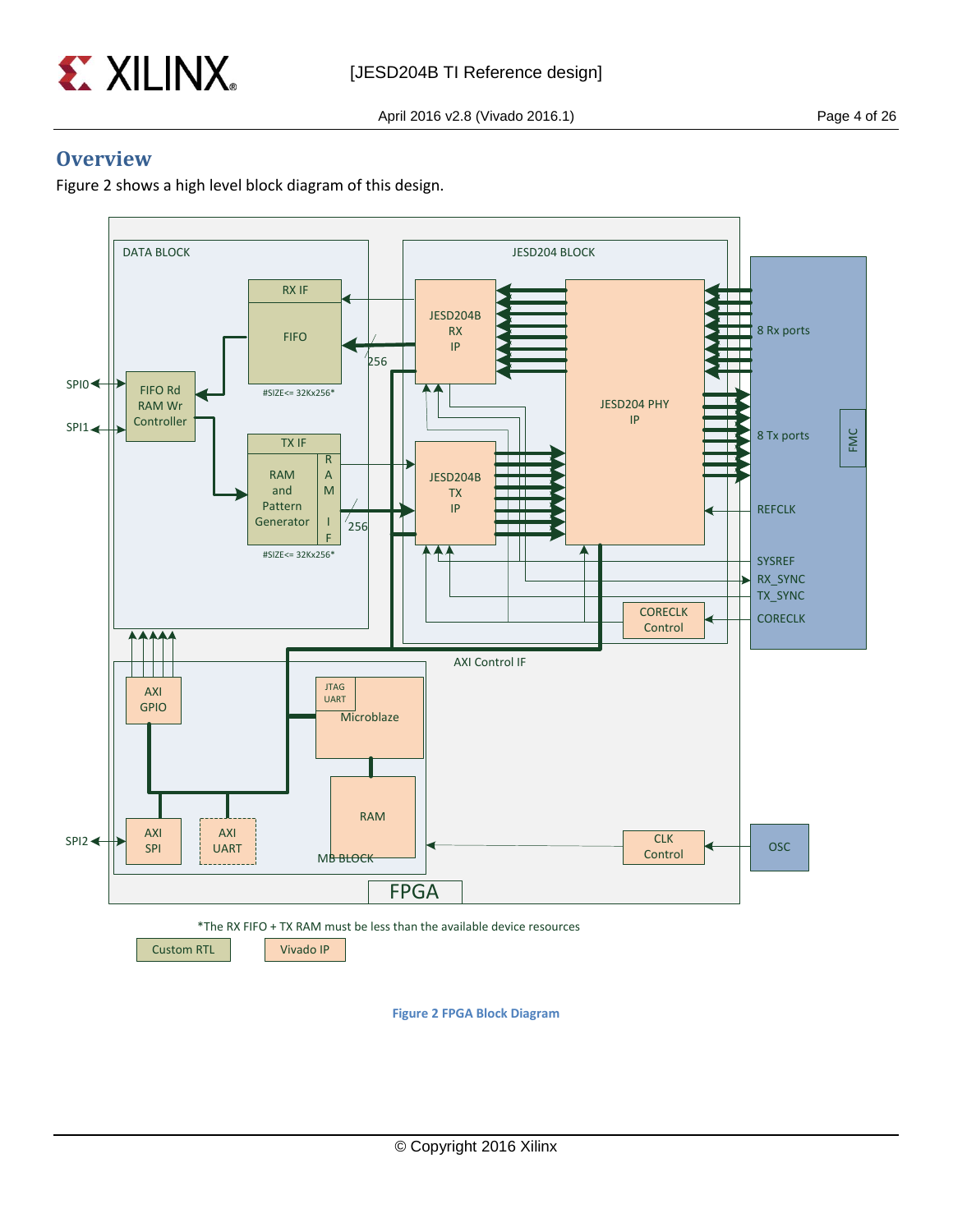## Overview

Figure 2 shows a high level block diagram of this design.

*The RX FIFO + TX RAM must be less than the available device resources

Figure 2 FPGA Block Diagram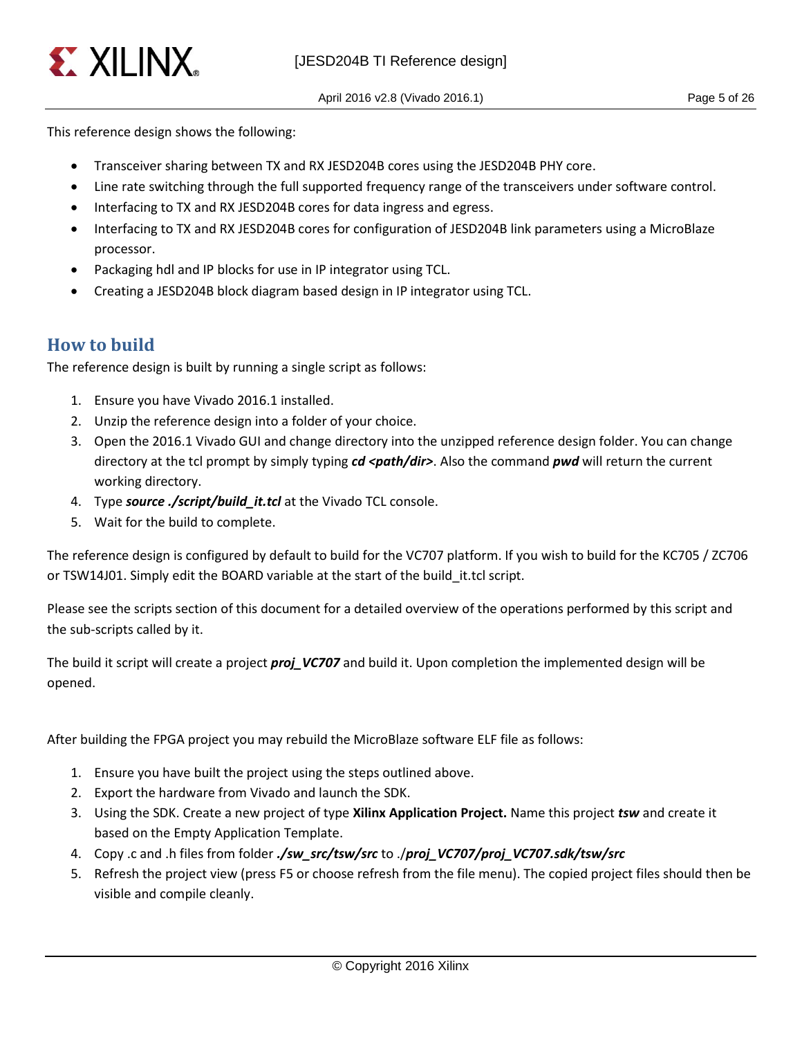This reference design shows the following:

- Transceiver sharing between TX and RX JESD204B cores using the JESD204B PHY core.
- Line rate switching through the full supported frequency range of the transceivers under software control.
- Interfacing to TX and RX JESD204B cores for data ingress and egress.
- Interfacing to TX and RX JESD204B cores for configuration of JESD204B link parameters using a MicroBlaze processor.
- Packaging hdl and IP blocks for use in IP integrator using TCL.
- Creating a JESD204B block diagram based design in IP integrator using TCL.

## How to build

The reference design is built by running a single script as follows:

1. Ensure you have Vivado 2016.1 installed.
2. Unzip the reference design into a folder of your choice.
3. Open the 2016.1 Vivado GUI and change directory into the unzipped reference design folder. You can change directory at the tcl prompt by simply typing ***cd <path/dir>***. Also the command ***pwd*** will return the current working directory.
4. Type ***source ./script/build_it.tcl*** at the Vivado TCL console.
5. Wait for the build to complete.

The reference design is configured by default to build for the VC707 platform. If you wish to build for the KC705 / ZC706 or TSW14J01. Simply edit the BOARD variable at the start of the build_it.tcl script.

Please see the scripts section of this document for a detailed overview of the operations performed by this script and the sub-scripts called by it.

The build it script will create a project ***proj_VC707*** and build it. Upon completion the implemented design will be opened.

After building the FPGA project you may rebuild the MicroBlaze software ELF file as follows:

1. Ensure you have built the project using the steps outlined above.
2. Export the hardware from Vivado and launch the SDK.
3. Using the SDK. Create a new project of type **Xilinx Application Project.** Name this project ***tsw*** and create it based on the Empty Application Template.
4. Copy .c and .h files from folder ***./sw_src/tsw/src*** to ./***proj_VC707/proj_VC707.sdk/tsw/src***
5. Refresh the project view (press F5 or choose refresh from the file menu). The copied project files should then be visible and compile cleanly.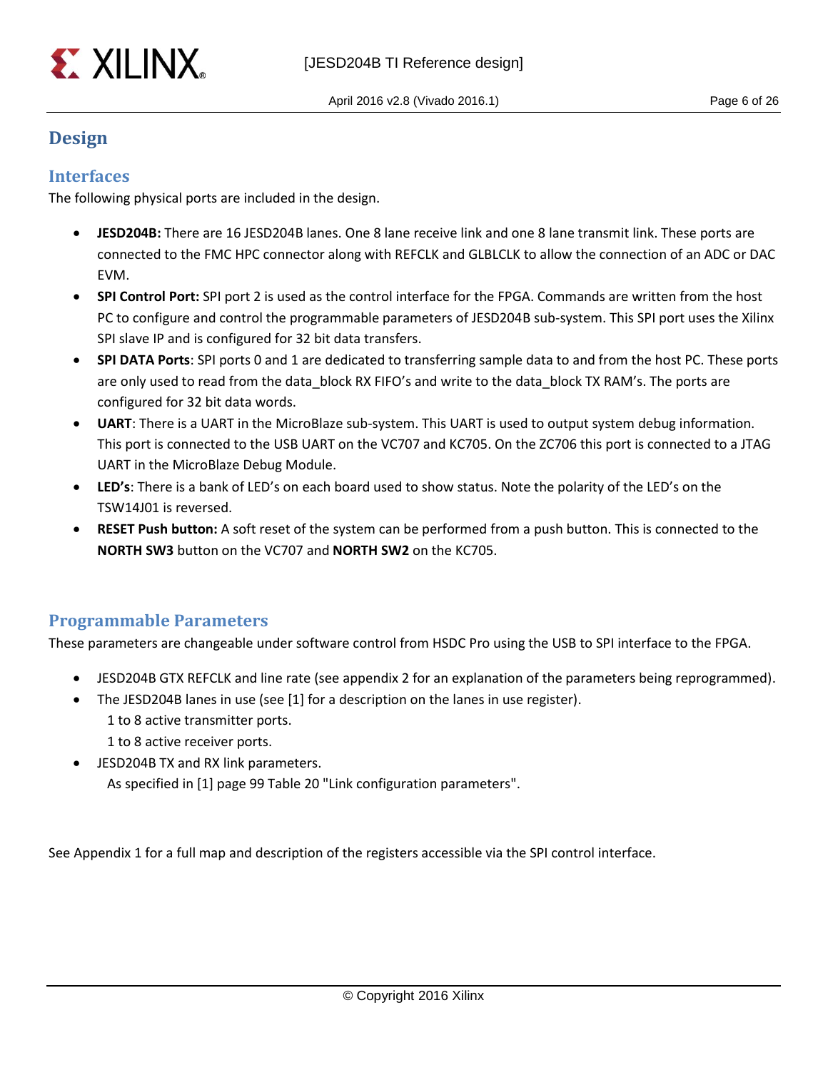# Design

## Interfaces

The following physical ports are included in the design.

- **JESD204B:** There are 16 JESD204B lanes. One 8 lane receive link and one 8 lane transmit link. These ports are connected to the FMC HPC connector along with REFCLK and GLBLCLK to allow the connection of an ADC or DAC EVM.
- **SPI Control Port:** SPI port 2 is used as the control interface for the FPGA. Commands are written from the host PC to configure and control the programmable parameters of JESD204B sub-system. This SPI port uses the Xilinx SPI slave IP and is configured for 32 bit data transfers.
- **SPI DATA Ports**: SPI ports 0 and 1 are dedicated to transferring sample data to and from the host PC. These ports are only used to read from the data_block RX FIFO's and write to the data_block TX RAM's. The ports are configured for 32 bit data words.
- **UART**: There is a UART in the MicroBlaze sub-system. This UART is used to output system debug information. This port is connected to the USB UART on the VC707 and KC705. On the ZC706 this port is connected to a JTAG UART in the MicroBlaze Debug Module.
- **LED's**: There is a bank of LED's on each board used to show status. Note the polarity of the LED's on the TSW14J01 is reversed.
- **RESET Push button:** A soft reset of the system can be performed from a push button. This is connected to the **NORTH SW3** button on the VC707 and **NORTH SW2** on the KC705.

## Programmable Parameters

These parameters are changeable under software control from HSDC Pro using the USB to SPI interface to the FPGA.

- JESD204B GTX REFCLK and line rate (see appendix 2 for an explanation of the parameters being reprogrammed).
- The JESD204B lanes in use (see [1] for a description on the lanes in use register).
  1 to 8 active transmitter ports.
  1 to 8 active receiver ports.
- JESD204B TX and RX link parameters.
  As specified in [1] page 99 Table 20 "Link configuration parameters".

See Appendix 1 for a full map and description of the registers accessible via the SPI control interface.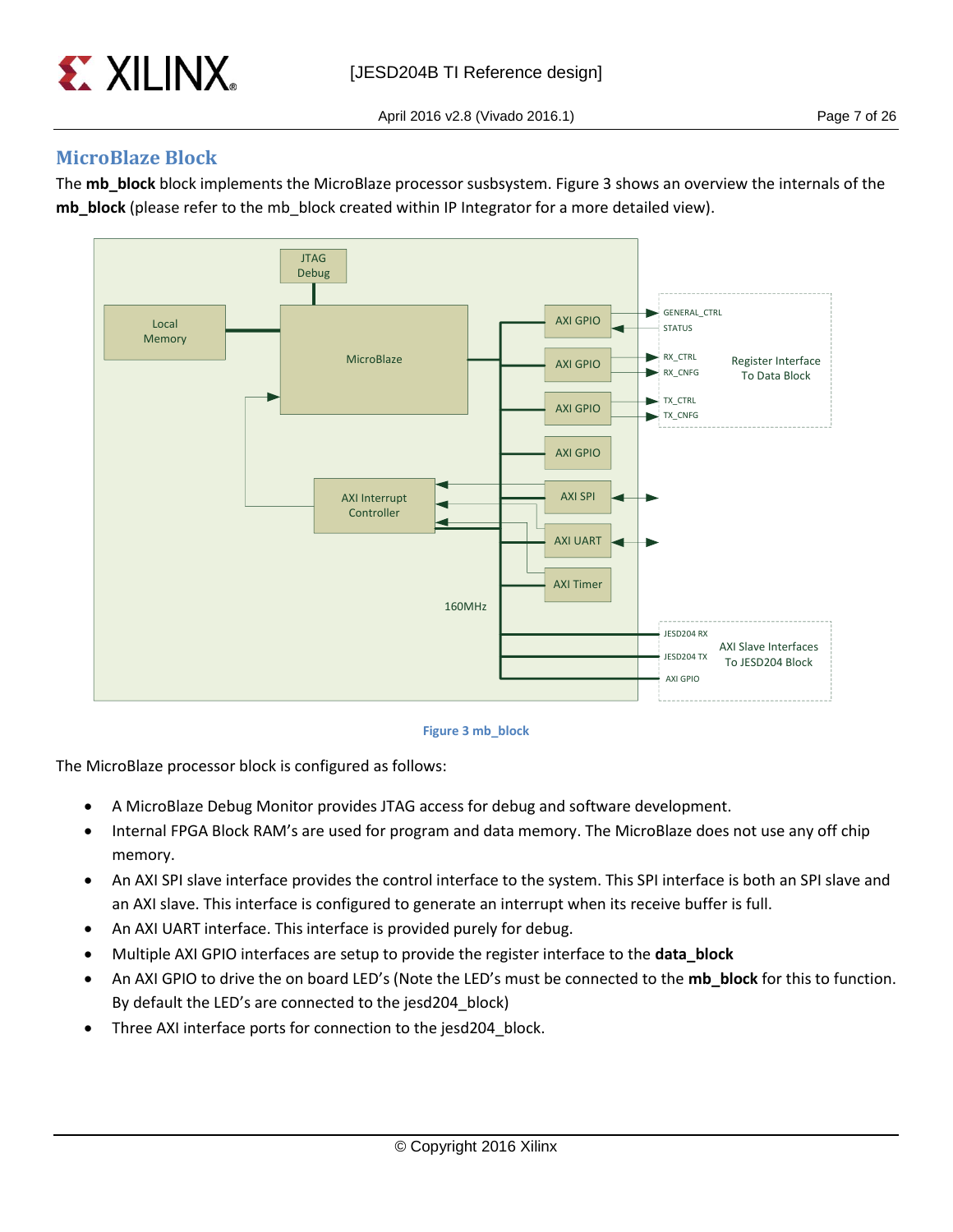## MicroBlaze Block

The **mb_block** block implements the MicroBlaze processor susbsystem. Figure 3 shows an overview the internals of the **mb_block** (please refer to the mb_block created within IP Integrator for a more detailed view).

Figure 3 mb_block

The MicroBlaze processor block is configured as follows:

- A MicroBlaze Debug Monitor provides JTAG access for debug and software development.
- Internal FPGA Block RAM's are used for program and data memory. The MicroBlaze does not use any off chip memory.
- An AXI SPI slave interface provides the control interface to the system. This SPI interface is both an SPI slave and an AXI slave. This interface is configured to generate an interrupt when its receive buffer is full.
- An AXI UART interface. This interface is provided purely for debug.
- Multiple AXI GPIO interfaces are setup to provide the register interface to the **data_block**
- An AXI GPIO to drive the on board LED's (Note the LED's must be connected to the **mb_block** for this to function. By default the LED's are connected to the jesd204_block)
- Three AXI interface ports for connection to the jesd204_block.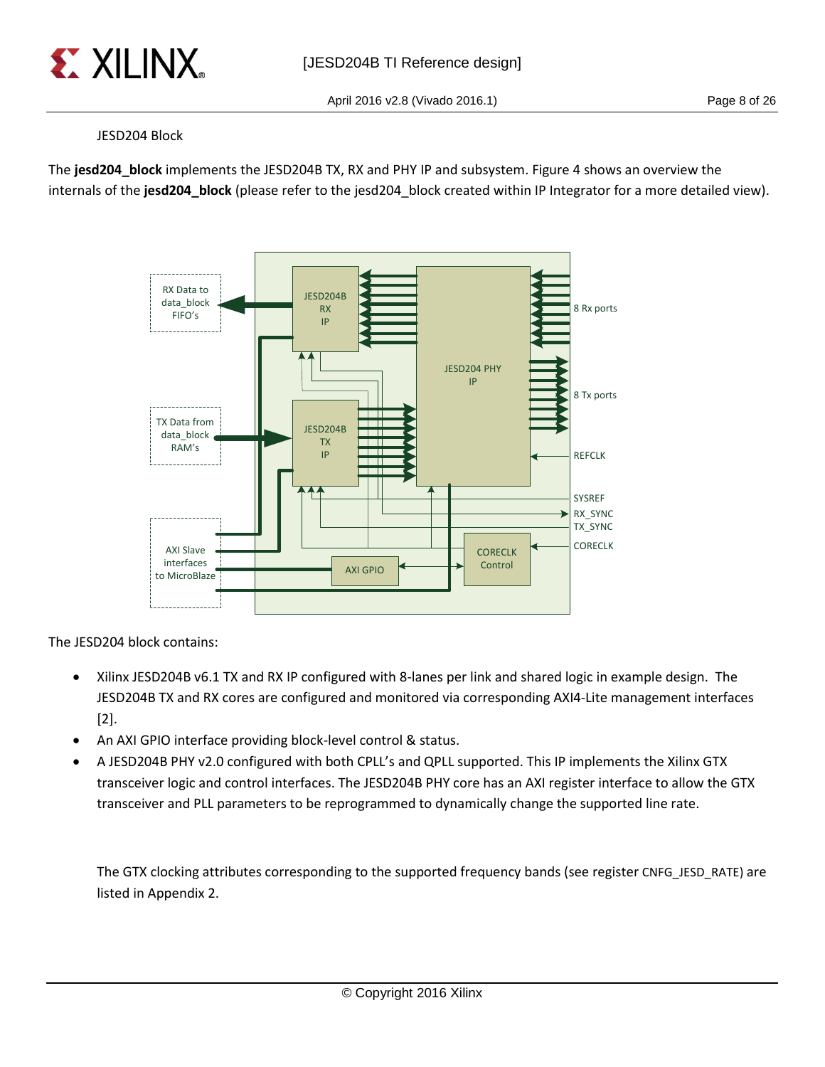### JESD204 Block

The **jesd204_block** implements the JESD204B TX, RX and PHY IP and subsystem. Figure 4 shows an overview the internals of the **jesd204_block** (please refer to the jesd204_block created within IP Integrator for a more detailed view).

The JESD204 block contains:

- Xilinx JESD204B v6.1 TX and RX IP configured with 8-lanes per link and shared logic in example design. The JESD204B TX and RX cores are configured and monitored via corresponding AXI4-Lite management interfaces [2].
- An AXI GPIO interface providing block-level control & status.
- A JESD204B PHY v2.0 configured with both CPLL's and QPLL supported. This IP implements the Xilinx GTX transceiver logic and control interfaces. The JESD204B PHY core has an AXI register interface to allow the GTX transceiver and PLL parameters to be reprogrammed to dynamically change the supported line rate.

  The GTX clocking attributes corresponding to the supported frequency bands (see register CNFG_JESD_RATE) are listed in Appendix 2.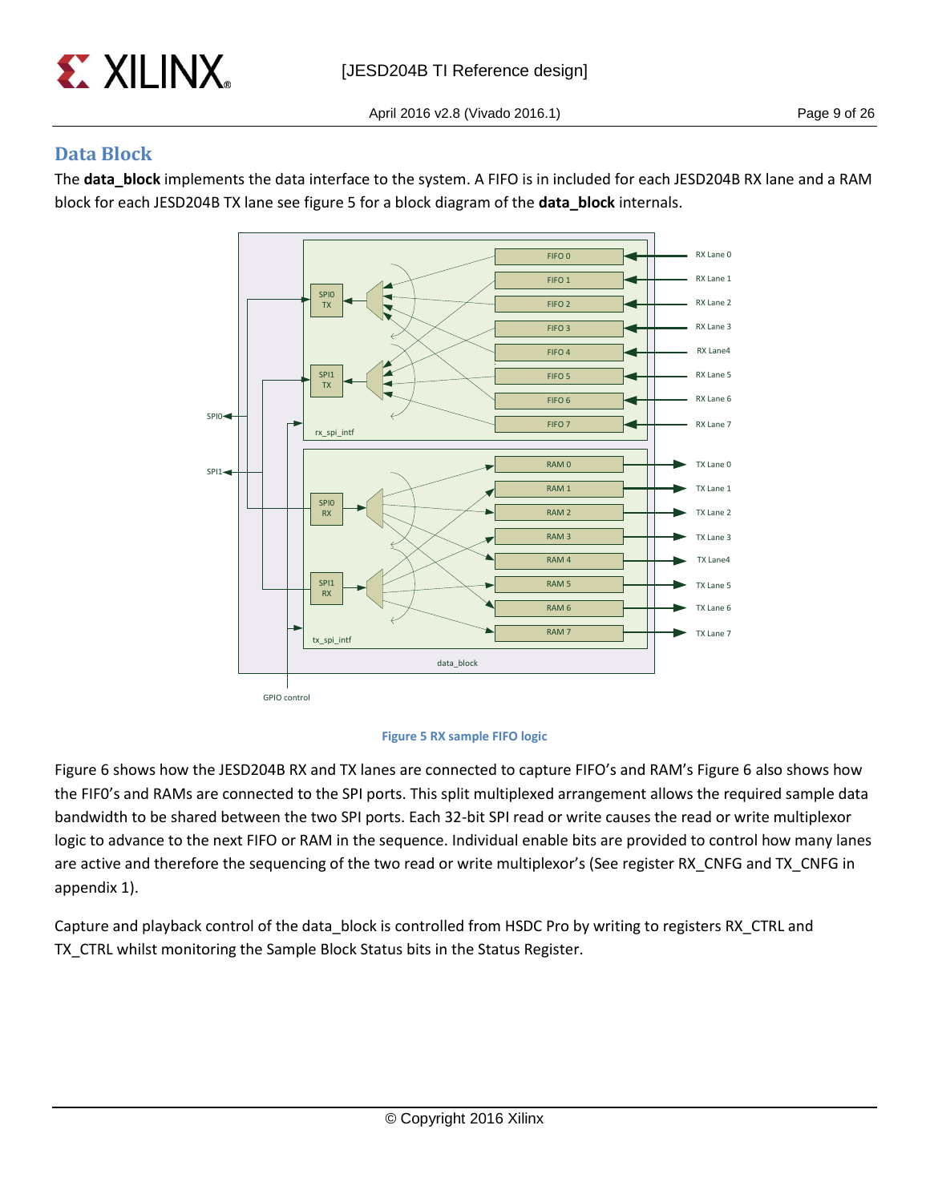## Data Block

The **data_block** implements the data interface to the system. A FIFO is in included for each JESD204B RX lane and a RAM block for each JESD204B TX lane see figure 5 for a block diagram of the **data_block** internals.

Figure 5 RX sample FIFO logic

Figure 6 shows how the JESD204B RX and TX lanes are connected to capture FIFO's and RAM's Figure 6 also shows how the FIF0's and RAMs are connected to the SPI ports. This split multiplexed arrangement allows the required sample data bandwidth to be shared between the two SPI ports. Each 32-bit SPI read or write causes the read or write multiplexor logic to advance to the next FIFO or RAM in the sequence. Individual enable bits are provided to control how many lanes are active and therefore the sequencing of the two read or write multiplexor's (See register RX_CNFG and TX_CNFG in appendix 1).

Capture and playback control of the data_block is controlled from HSDC Pro by writing to registers RX_CTRL and TX_CTRL whilst monitoring the Sample Block Status bits in the Status Register.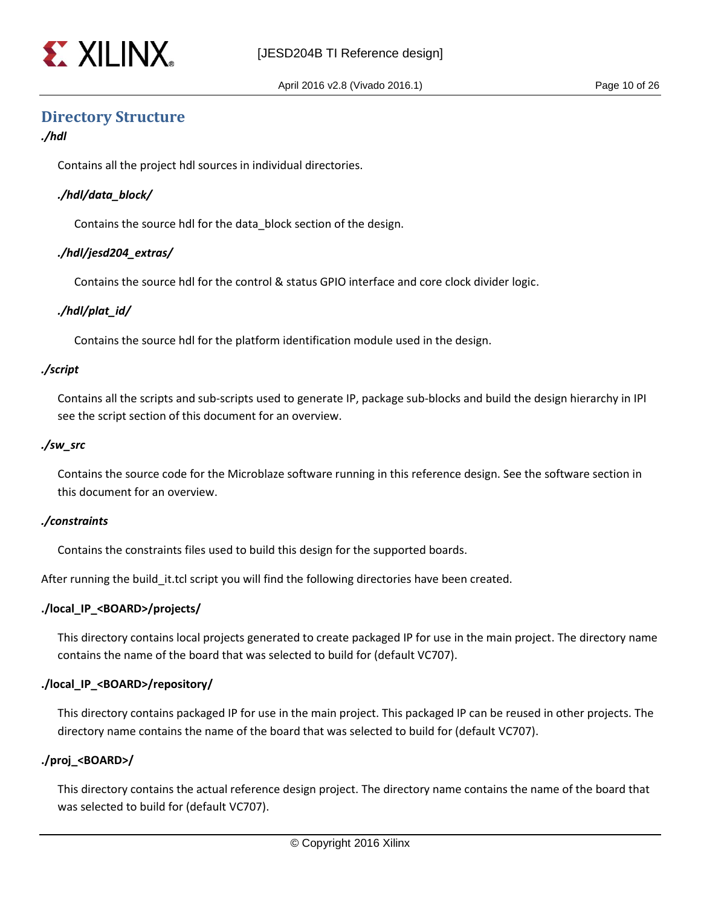## Directory Structure

***./hdl***

Contains all the project hdl sources in individual directories.

***./hdl/data_block/***

Contains the source hdl for the data_block section of the design.

***./hdl/jesd204_extras/***

Contains the source hdl for the control & status GPIO interface and core clock divider logic.

***./hdl/plat_id/***

Contains the source hdl for the platform identification module used in the design.

***./script***

Contains all the scripts and sub-scripts used to generate IP, package sub-blocks and build the design hierarchy in IPI see the script section of this document for an overview.

***./sw_src***

Contains the source code for the Microblaze software running in this reference design. See the software section in this document for an overview.

***./constraints***

Contains the constraints files used to build this design for the supported boards.

After running the build_it.tcl script you will find the following directories have been created.

**./local_IP_<BOARD>/projects/**

This directory contains local projects generated to create packaged IP for use in the main project. The directory name contains the name of the board that was selected to build for (default VC707).

**./local_IP_<BOARD>/repository/**

This directory contains packaged IP for use in the main project. This packaged IP can be reused in other projects. The directory name contains the name of the board that was selected to build for (default VC707).

**./proj_<BOARD>/**

This directory contains the actual reference design project. The directory name contains the name of the board that was selected to build for (default VC707).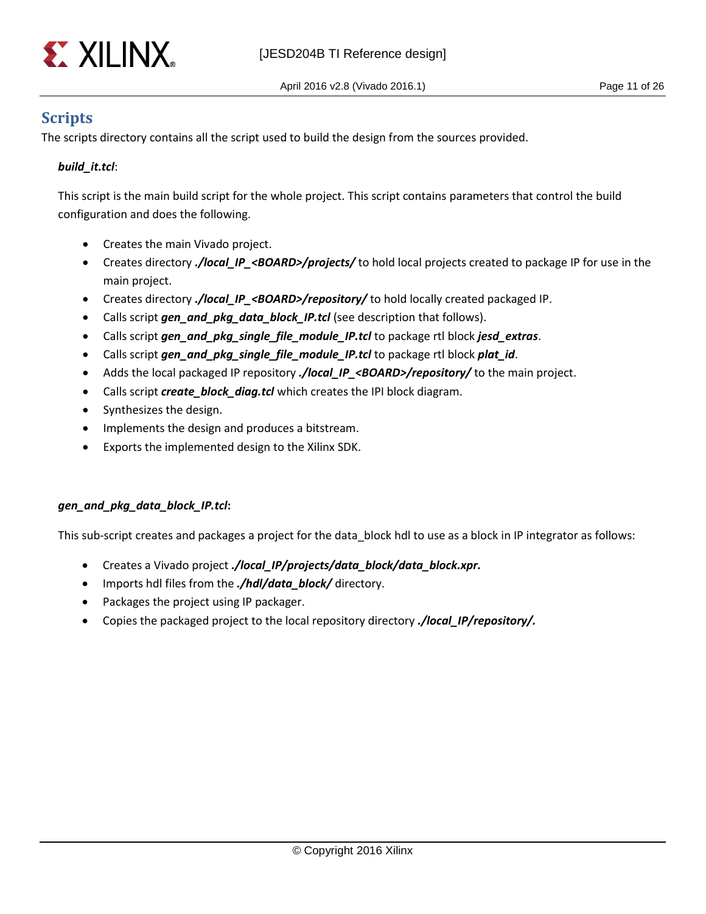## Scripts

The scripts directory contains all the script used to build the design from the sources provided.

***build_it.tcl***:

This script is the main build script for the whole project. This script contains parameters that control the build configuration and does the following.

- Creates the main Vivado project.
- Creates directory ***./local_IP_<BOARD>/projects/*** to hold local projects created to package IP for use in the main project.
- Creates directory ***./local_IP_<BOARD>/repository/*** to hold locally created packaged IP.
- Calls script ***gen_and_pkg_data_block_IP.tcl*** (see description that follows).
- Calls script ***gen_and_pkg_single_file_module_IP.tcl*** to package rtl block ***jesd_extras***.
- Calls script ***gen_and_pkg_single_file_module_IP.tcl*** to package rtl block ***plat_id***.
- Adds the local packaged IP repository ***./local_IP_<BOARD>/repository/*** to the main project.
- Calls script ***create_block_diag.tcl*** which creates the IPI block diagram.
- Synthesizes the design.
- Implements the design and produces a bitstream.
- Exports the implemented design to the Xilinx SDK.

***gen_and_pkg_data_block_IP.tcl*:**

This sub-script creates and packages a project for the data_block hdl to use as a block in IP integrator as follows:

- Creates a Vivado project ***./local_IP/projects/data_block/data_block.xpr.***
- Imports hdl files from the ***./hdl/data_block/*** directory.
- Packages the project using IP packager.
- Copies the packaged project to the local repository directory ***./local_IP/repository/.***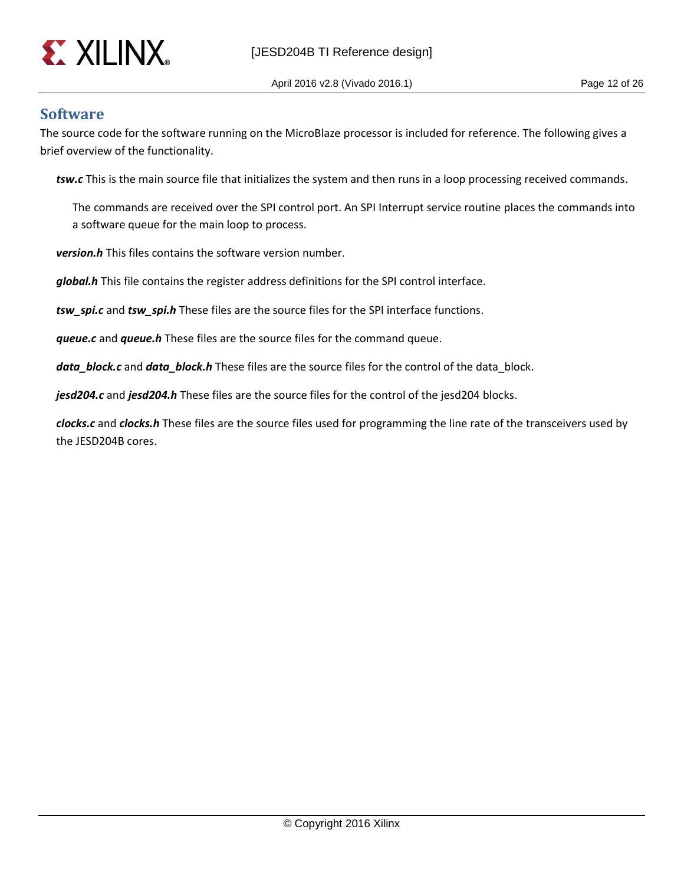## Software

The source code for the software running on the MicroBlaze processor is included for reference. The following gives a brief overview of the functionality.

***tsw.c*** This is the main source file that initializes the system and then runs in a loop processing received commands.

The commands are received over the SPI control port. An SPI Interrupt service routine places the commands into a software queue for the main loop to process.

***version.h*** This files contains the software version number.

***global.h*** This file contains the register address definitions for the SPI control interface.

***tsw_spi.c*** and ***tsw_spi.h*** These files are the source files for the SPI interface functions.

***queue.c*** and ***queue.h*** These files are the source files for the command queue.

***data_block.c*** and ***data_block.h*** These files are the source files for the control of the data_block.

***jesd204.c*** and ***jesd204.h*** These files are the source files for the control of the jesd204 blocks.

***clocks.c*** and ***clocks.h*** These files are the source files used for programming the line rate of the transceivers used by the JESD204B cores.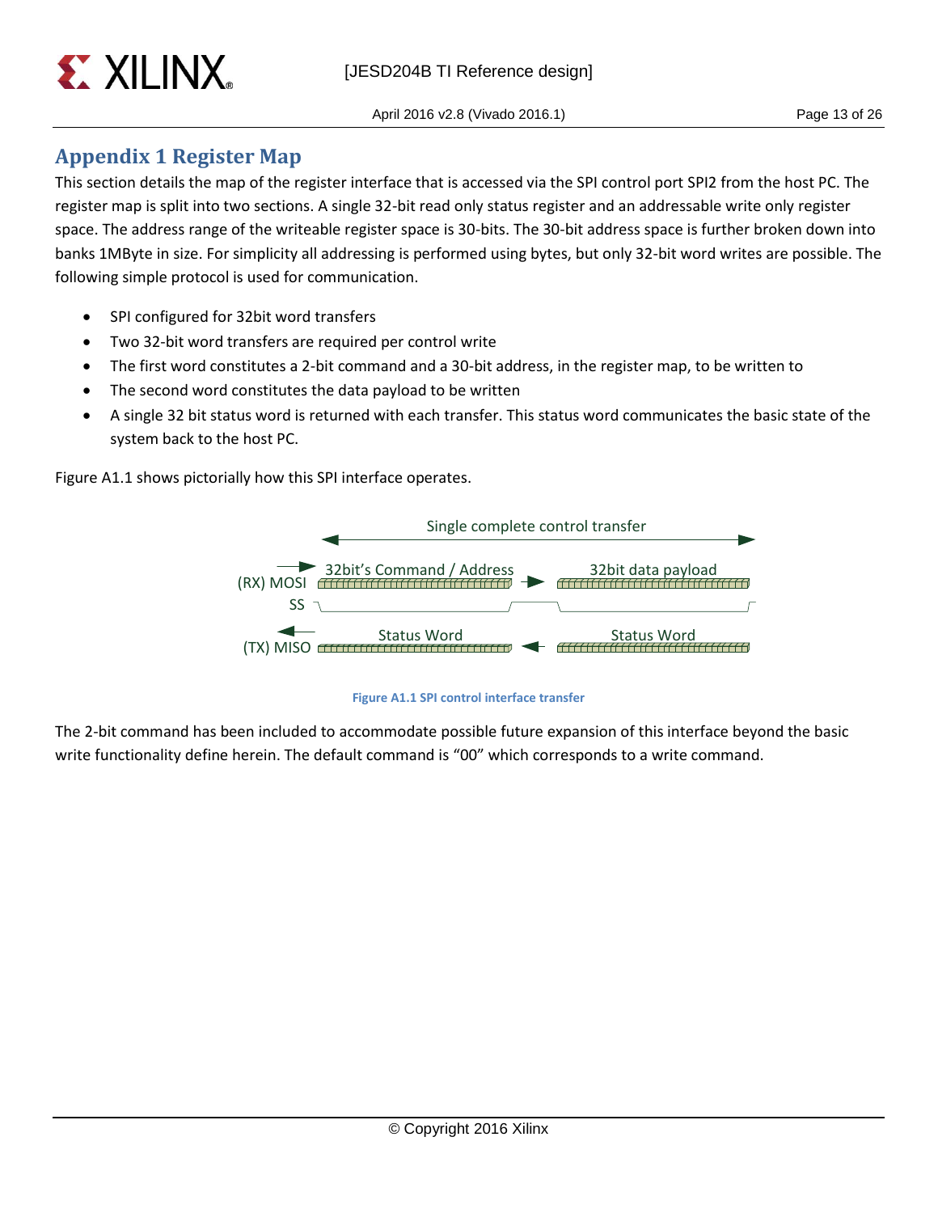# Appendix 1 Register Map

This section details the map of the register interface that is accessed via the SPI control port SPI2 from the host PC. The register map is split into two sections. A single 32-bit read only status register and an addressable write only register space. The address range of the writeable register space is 30-bits. The 30-bit address space is further broken down into banks 1MByte in size. For simplicity all addressing is performed using bytes, but only 32-bit word writes are possible. The following simple protocol is used for communication.

- SPI configured for 32bit word transfers
- Two 32-bit word transfers are required per control write
- The first word constitutes a 2-bit command and a 30-bit address, in the register map, to be written to
- The second word constitutes the data payload to be written
- A single 32 bit status word is returned with each transfer. This status word communicates the basic state of the system back to the host PC.

Figure A1.1 shows pictorially how this SPI interface operates.

Single complete control transfer

(RX) MOSI — 32bit's Command / Address — 32bit data payload

SS

(TX) MISO — Status Word — Status Word

Figure A1.1 SPI control interface transfer

The 2-bit command has been included to accommodate possible future expansion of this interface beyond the basic write functionality define herein. The default command is "00" which corresponds to a write command.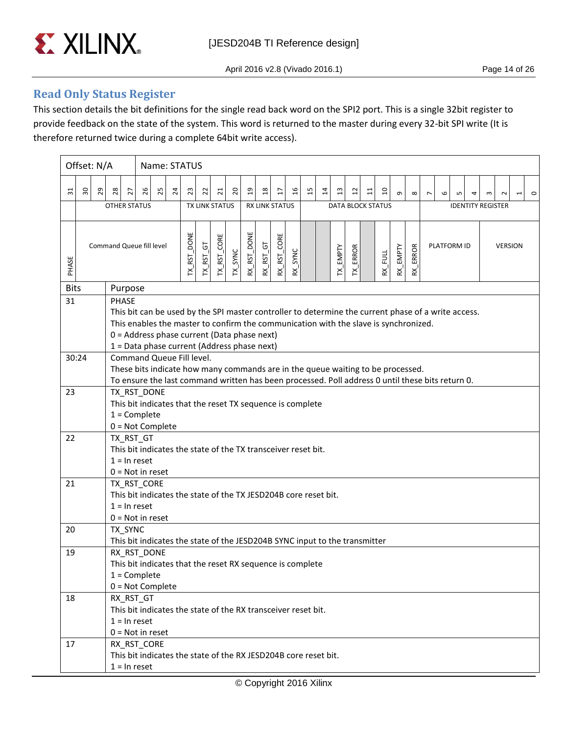## Read Only Status Register

This section details the bit definitions for the single read back word on the SPI2 port. This is a single 32bit register to provide feedback on the state of the system. This word is returned to the master during every 32-bit SPI write (It is therefore returned twice during a complete 64bit write access).

| Offset: N/A | | | | | | | | Name: STATUS | | | | | | | | | | | | | | | | | | | | | | | |
|---|---|---|---|---|---|---|---|---|---|---|---|---|---|---|---|---|---|---|---|---|---|---|---|---|---|---|---|---|---|---|---|
| 31 | 30 | 29 | 28 | 27 | 26 | 25 | 24 | 23 | 22 | 21 | 20 | 19 | 18 | 17 | 16 | 15 | 14 | 13 | 12 | 11 | 10 | 9 | 8 | 7 | 6 | 5 | 4 | 3 | 2 | 1 | 0 |
| | OTHER STATUS | | | | | | | TX LINK STATUS | | | | RX LINK STATUS | | | | DATA BLOCK STATUS | | | | | | | | IDENTITY REGISTER | | | | | | | |
| PHASE | Command Queue fill level | | | | | | | TX_RST_DONE | TX_RST_GT | TX_RST_CORE | TX_SYNC | RX_RST_DONE | RX_RST_GT | RX_RST_CORE | RX_SYNC | | | TX_EMPTY | TX_ERROR | | RX_FULL | RX_EMPTY | RX_ERROR | PLATFORM ID | | | | VERSION | | | |

| Bits | Purpose |
|---|---|
| 31 | PHASE<br>This bit can be used by the SPI master controller to determine the current phase of a write access. This enables the master to confirm the communication with the slave is synchronized.<br>0 = Address phase current (Data phase next)<br>1 = Data phase current (Address phase next) |
| 30:24 | Command Queue Fill level.<br>These bits indicate how many commands are in the queue waiting to be processed.<br>To ensure the last command written has been processed. Poll address 0 until these bits return 0. |
| 23 | TX_RST_DONE<br>This bit indicates that the reset TX sequence is complete<br>1 = Complete<br>0 = Not Complete |
| 22 | TX_RST_GT<br>This bit indicates the state of the TX transceiver reset bit.<br>1 = In reset<br>0 = Not in reset |
| 21 | TX_RST_CORE<br>This bit indicates the state of the TX JESD204B core reset bit.<br>1 = In reset<br>0 = Not in reset |
| 20 | TX_SYNC<br>This bit indicates the state of the JESD204B SYNC input to the transmitter |
| 19 | RX_RST_DONE<br>This bit indicates that the reset RX sequence is complete<br>1 = Complete<br>0 = Not Complete |
| 18 | RX_RST_GT<br>This bit indicates the state of the RX transceiver reset bit.<br>1 = In reset<br>0 = Not in reset |
| 17 | RX_RST_CORE<br>This bit indicates the state of the RX JESD204B core reset bit.<br>1 = In reset |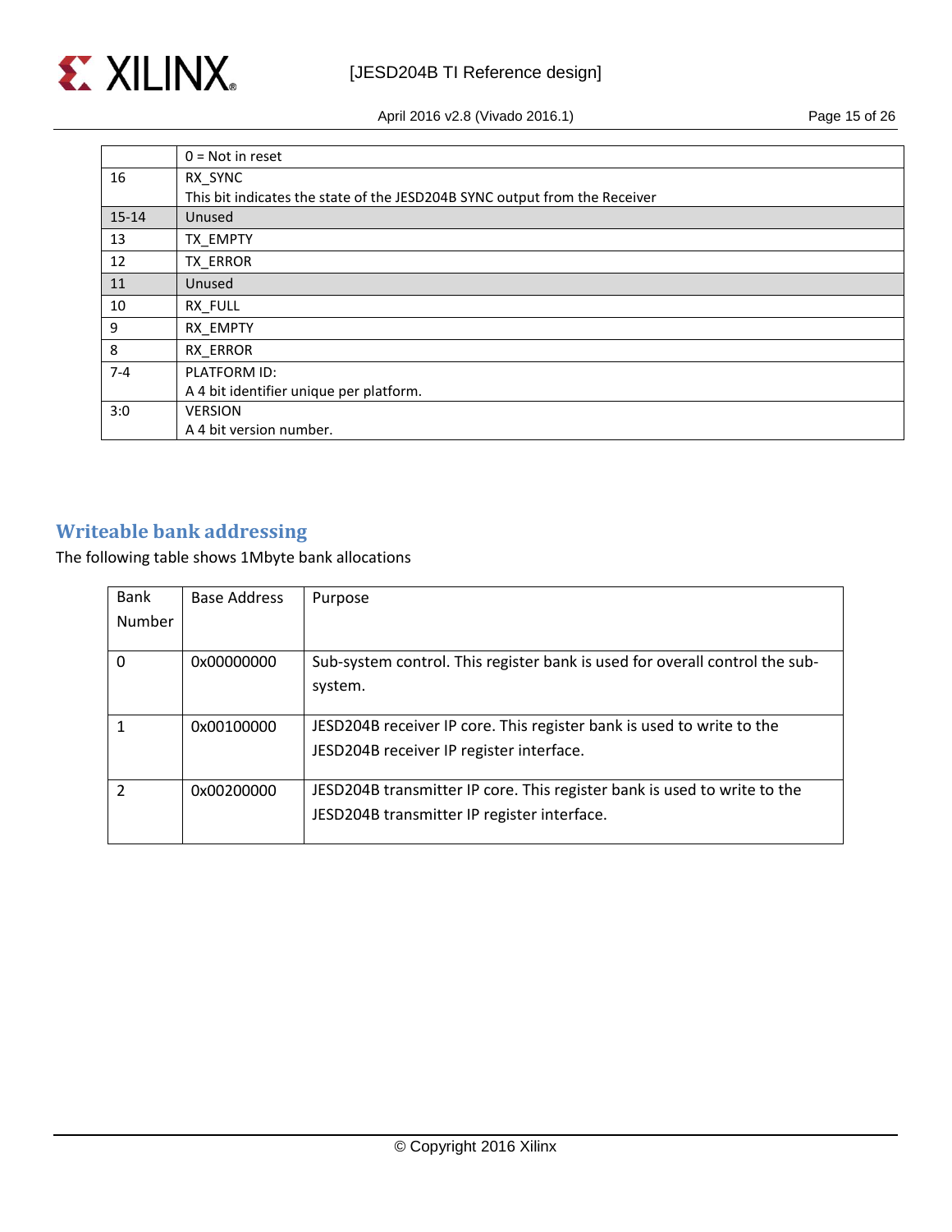|  |  |
|---|---|
|  | 0 = Not in reset |
| 16 | RX_SYNC<br>This bit indicates the state of the JESD204B SYNC output from the Receiver |
| 15-14 | Unused |
| 13 | TX_EMPTY |
| 12 | TX_ERROR |
| 11 | Unused |
| 10 | RX_FULL |
| 9 | RX_EMPTY |
| 8 | RX_ERROR |
| 7-4 | PLATFORM ID:<br>A 4 bit identifier unique per platform. |
| 3:0 | VERSION<br>A 4 bit version number. |

## Writeable bank addressing

The following table shows 1Mbyte bank allocations

| Bank Number | Base Address | Purpose |
|---|---|---|
| 0 | 0x00000000 | Sub-system control. This register bank is used for overall control the sub-system. |
| 1 | 0x00100000 | JESD204B receiver IP core. This register bank is used to write to the JESD204B receiver IP register interface. |
| 2 | 0x00200000 | JESD204B transmitter IP core. This register bank is used to write to the JESD204B transmitter IP register interface. |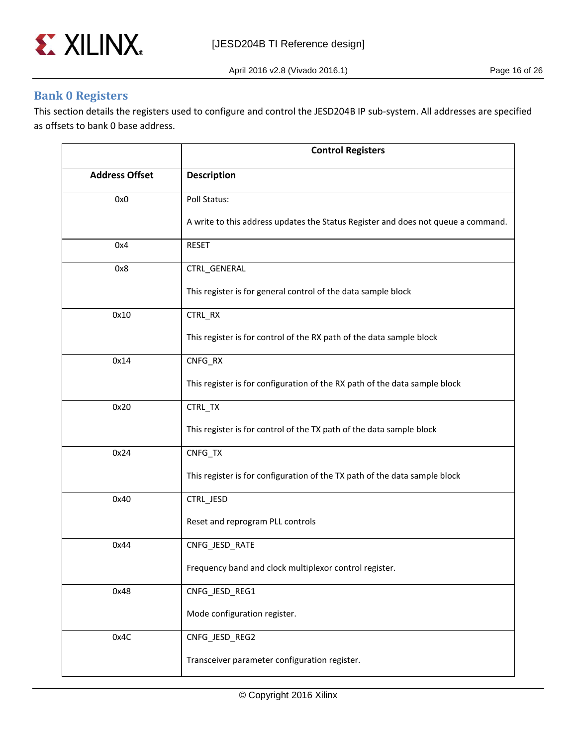## Bank 0 Registers

This section details the registers used to configure and control the JESD204B IP sub-system. All addresses are specified as offsets to bank 0 base address.

| | Control Registers |
|---|---|
| **Address Offset** | **Description** |
| 0x0 | Poll Status:<br><br>A write to this address updates the Status Register and does not queue a command. |
| 0x4 | RESET |
| 0x8 | CTRL_GENERAL<br><br>This register is for general control of the data sample block |
| 0x10 | CTRL_RX<br><br>This register is for control of the RX path of the data sample block |
| 0x14 | CNFG_RX<br><br>This register is for configuration of the RX path of the data sample block |
| 0x20 | CTRL_TX<br><br>This register is for control of the TX path of the data sample block |
| 0x24 | CNFG_TX<br><br>This register is for configuration of the TX path of the data sample block |
| 0x40 | CTRL_JESD<br><br>Reset and reprogram PLL controls |
| 0x44 | CNFG_JESD_RATE<br><br>Frequency band and clock multiplexor control register. |
| 0x48 | CNFG_JESD_REG1<br><br>Mode configuration register. |
| 0x4C | CNFG_JESD_REG2<br><br>Transceiver parameter configuration register. |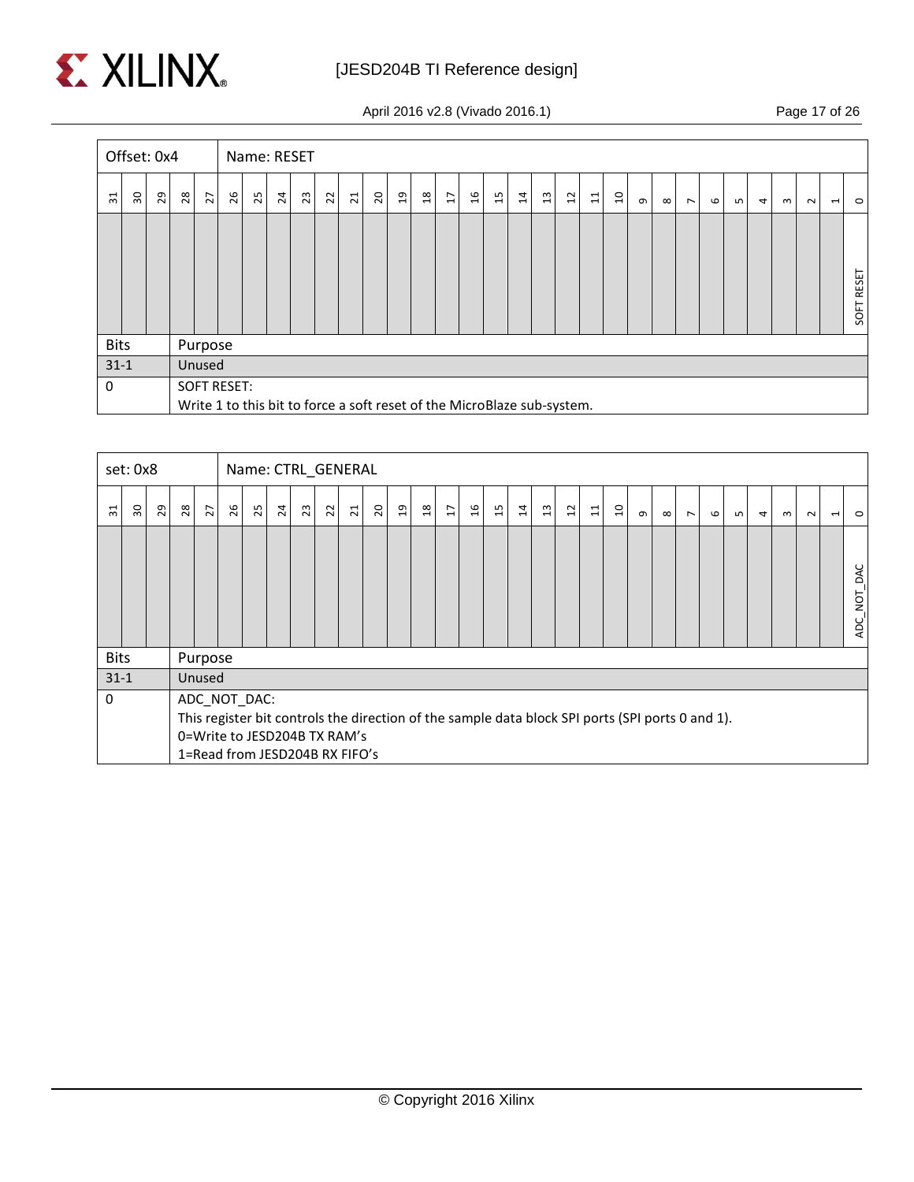| Offset: 0x4 | Name: RESET |
|---|---|
| **Bit 31–1** | (unused) |
| **Bit 0** | SOFT RESET |

| Bits | Purpose |
|---|---|
| 31-1 | Unused |
| 0 | SOFT RESET:<br>Write 1 to this bit to force a soft reset of the MicroBlaze sub-system. |

| set: 0x8 | Name: CTRL_GENERAL |
|---|---|
| **Bit 31–1** | (unused) |
| **Bit 0** | ADC_NOT_DAC |

| Bits | Purpose |
|---|---|
| 31-1 | Unused |
| 0 | ADC_NOT_DAC:<br>This register bit controls the direction of the sample data block SPI ports (SPI ports 0 and 1).<br>0=Write to JESD204B TX RAM's<br>1=Read from JESD204B RX FIFO's |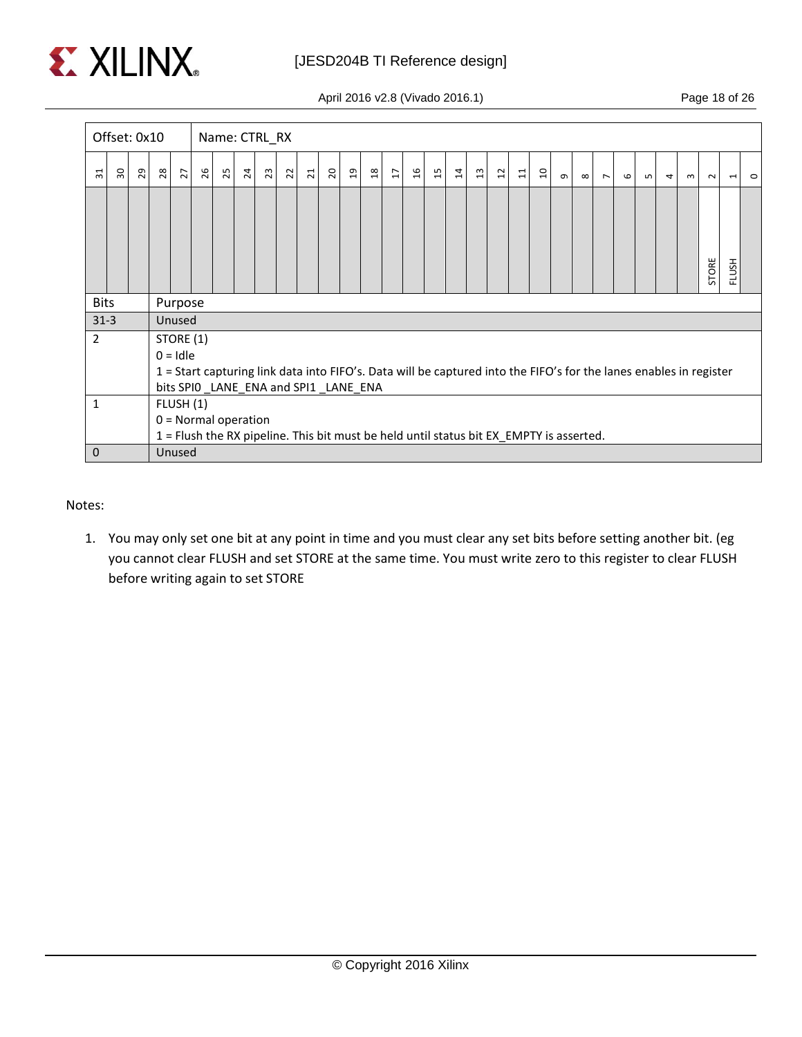| Offset: 0x10 | Name: CTRL_RX |
|---|---|

| 31 | 30 | 29 | 28 | 27 | 26 | 25 | 24 | 23 | 22 | 21 | 20 | 19 | 18 | 17 | 16 | 15 | 14 | 13 | 12 | 11 | 10 | 9 | 8 | 7 | 6 | 5 | 4 | 3 | 2 | 1 | 0 |
|---|---|---|---|---|---|---|---|---|---|---|---|---|---|---|---|---|---|---|---|---|---|---|---|---|---|---|---|---|---|---|---|
| | | | | | | | | | | | | | | | | | | | | | | | | | | | | | STORE | FLUSH | |

| Bits | Purpose |
|---|---|
| 31-3 | Unused |
| 2 | STORE (1)<br>0 = Idle<br>1 = Start capturing link data into FIFO's. Data will be captured into the FIFO's for the lanes enables in register bits SPI0 _LANE_ENA and SPI1 _LANE_ENA |
| 1 | FLUSH (1)<br>0 = Normal operation<br>1 = Flush the RX pipeline. This bit must be held until status bit EX_EMPTY is asserted. |
| 0 | Unused |

Notes:

1. You may only set one bit at any point in time and you must clear any set bits before setting another bit. (eg you cannot clear FLUSH and set STORE at the same time. You must write zero to this register to clear FLUSH before writing again to set STORE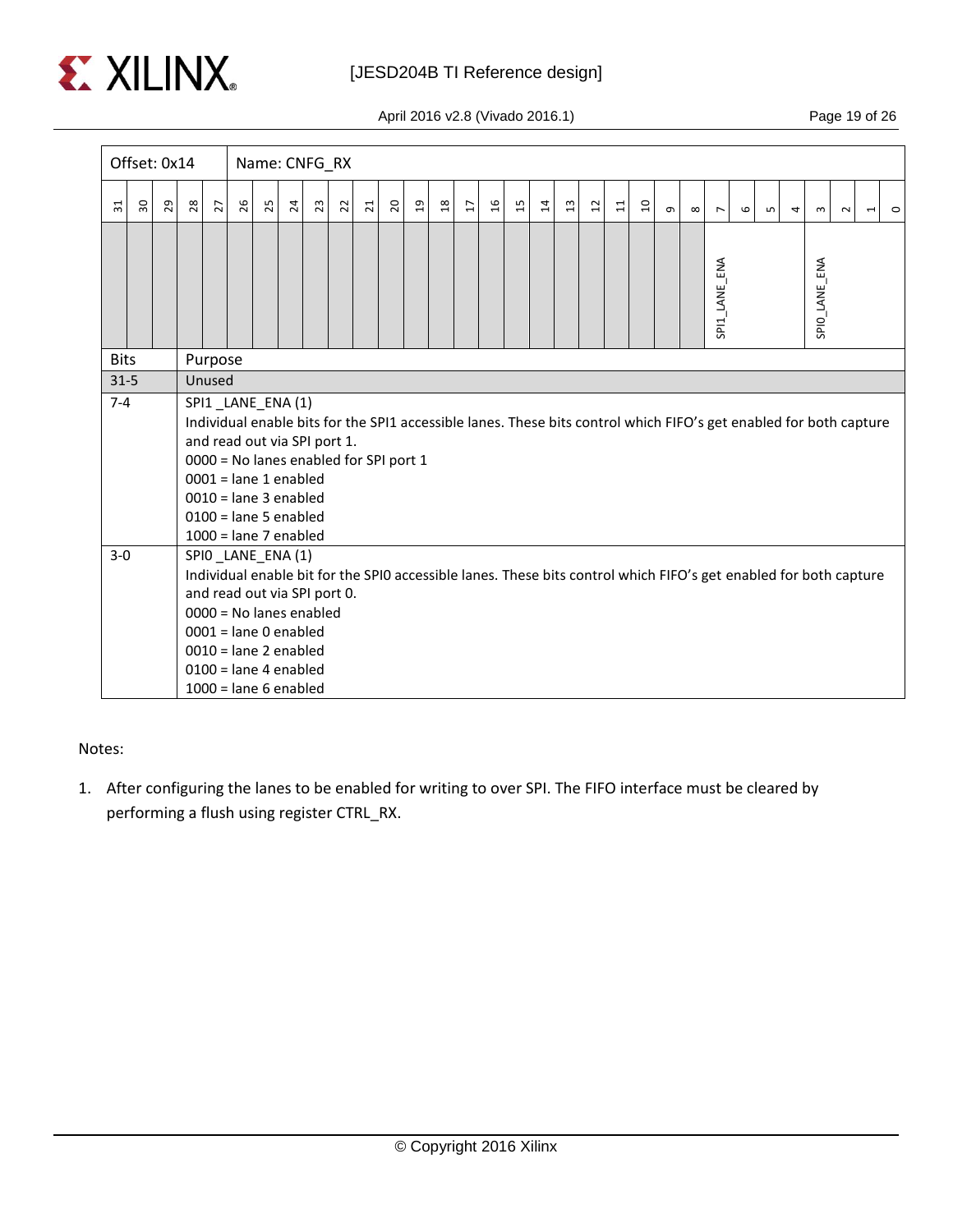| Offset: 0x14 | Name: CNFG_RX |
|---|---|
| 31–8 | (unused) |
| 7–4 | SPI1_LANE_ENA |
| 3–0 | SPI0_LANE_ENA |

| Bits | Purpose |
|---|---|
| 31-5 | Unused |
| 7-4 | SPI1 _LANE_ENA (1)<br>Individual enable bits for the SPI1 accessible lanes. These bits control which FIFO's get enabled for both capture and read out via SPI port 1.<br>0000 = No lanes enabled for SPI port 1<br>0001 = lane 1 enabled<br>0010 = lane 3 enabled<br>0100 = lane 5 enabled<br>1000 = lane 7 enabled |
| 3-0 | SPI0 _LANE_ENA (1)<br>Individual enable bit for the SPI0 accessible lanes. These bits control which FIFO's get enabled for both capture and read out via SPI port 0.<br>0000 = No lanes enabled<br>0001 = lane 0 enabled<br>0010 = lane 2 enabled<br>0100 = lane 4 enabled<br>1000 = lane 6 enabled |

Notes:

1. After configuring the lanes to be enabled for writing to over SPI. The FIFO interface must be cleared by performing a flush using register CTRL_RX.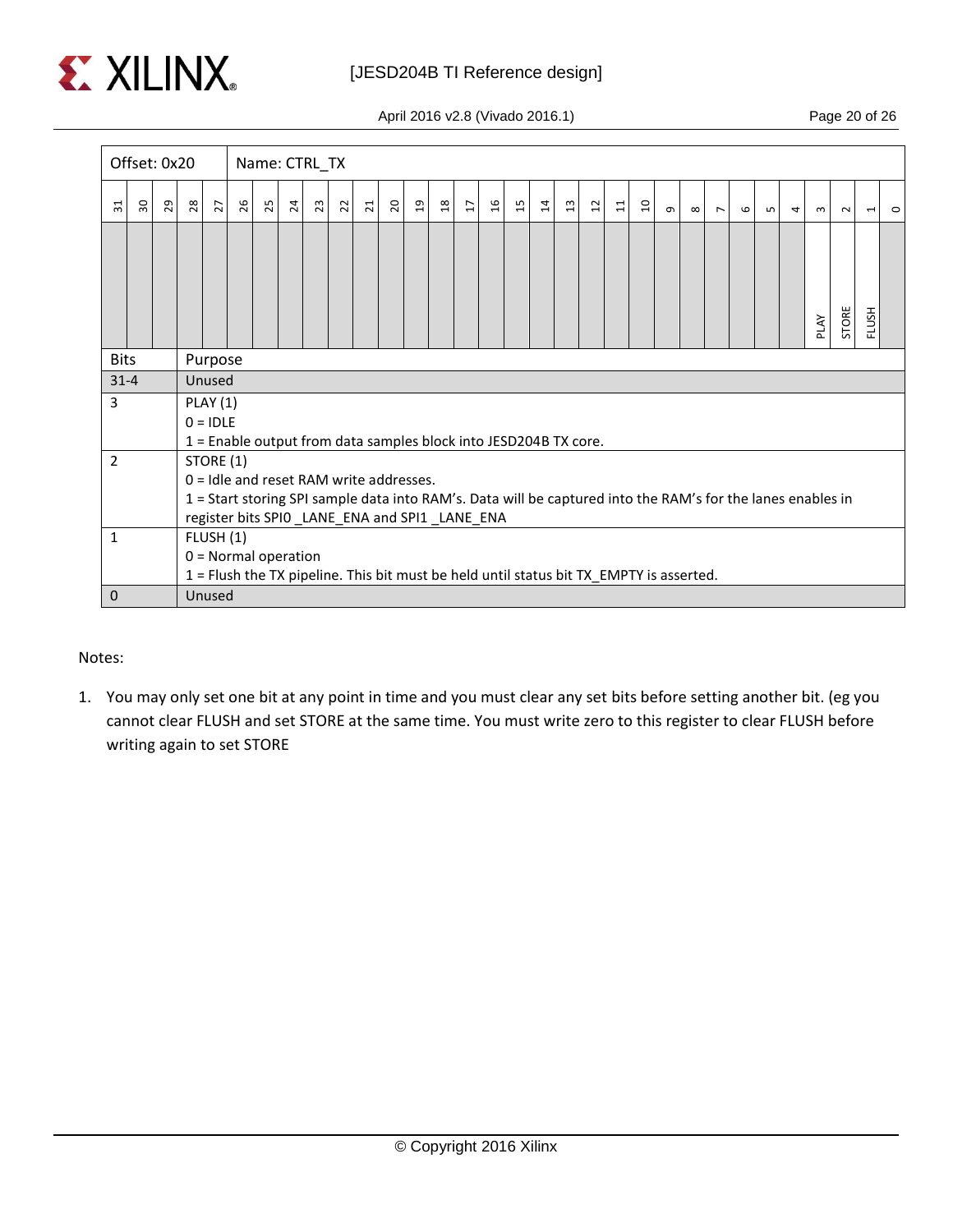| Offset: 0x20 | Name: CTRL_TX |
|---|---|

| 31 | 30 | 29 | 28 | 27 | 26 | 25 | 24 | 23 | 22 | 21 | 20 | 19 | 18 | 17 | 16 | 15 | 14 | 13 | 12 | 11 | 10 | 9 | 8 | 7 | 6 | 5 | 4 | 3 | 2 | 1 | 0 |
|---|---|---|---|---|---|---|---|---|---|---|---|---|---|---|---|---|---|---|---|---|---|---|---|---|---|---|---|---|---|---|---|
| | | | | | | | | | | | | | | | | | | | | | | | | | | | | PLAY | STORE | FLUSH | |

| Bits | Purpose |
|---|---|
| 31-4 | Unused |
| 3 | PLAY (1)<br>0 = IDLE<br>1 = Enable output from data samples block into JESD204B TX core. |
| 2 | STORE (1)<br>0 = Idle and reset RAM write addresses.<br>1 = Start storing SPI sample data into RAM's. Data will be captured into the RAM's for the lanes enables in register bits SPI0 _LANE_ENA and SPI1 _LANE_ENA |
| 1 | FLUSH (1)<br>0 = Normal operation<br>1 = Flush the TX pipeline. This bit must be held until status bit TX_EMPTY is asserted. |
| 0 | Unused |

Notes:

1. You may only set one bit at any point in time and you must clear any set bits before setting another bit. (eg you cannot clear FLUSH and set STORE at the same time. You must write zero to this register to clear FLUSH before writing again to set STORE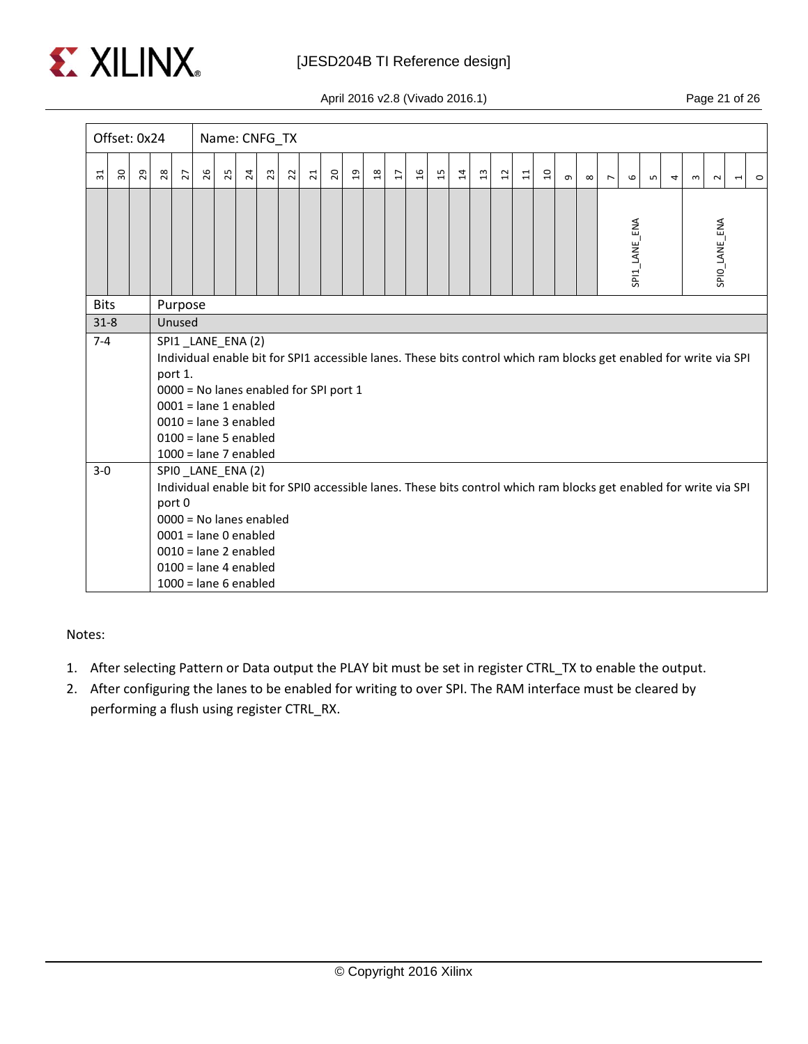| Offset: 0x24 | Name: CNFG_TX |
|---|---|

| 31 | 30 | 29 | 28 | 27 | 26 | 25 | 24 | 23 | 22 | 21 | 20 | 19 | 18 | 17 | 16 | 15 | 14 | 13 | 12 | 11 | 10 | 9 | 8 | 7 | 6 | 5 | 4 | 3 | 2 | 1 | 0 |
|---|---|---|---|---|---|---|---|---|---|---|---|---|---|---|---|---|---|---|---|---|---|---|---|---|---|---|---|---|---|---|---|
| | | | | | | | | | | | | | | | | | | | | | | | | SPI1_LANE_ENA | | | | SPI0_LANE_ENA | | | |

| Bits | Purpose |
|---|---|
| 31-8 | Unused |
| 7-4 | SPI1 _LANE_ENA (2)<br>Individual enable bit for SPI1 accessible lanes. These bits control which ram blocks get enabled for write via SPI port 1.<br>0000 = No lanes enabled for SPI port 1<br>0001 = lane 1 enabled<br>0010 = lane 3 enabled<br>0100 = lane 5 enabled<br>1000 = lane 7 enabled |
| 3-0 | SPI0 _LANE_ENA (2)<br>Individual enable bit for SPI0 accessible lanes. These bits control which ram blocks get enabled for write via SPI port 0<br>0000 = No lanes enabled<br>0001 = lane 0 enabled<br>0010 = lane 2 enabled<br>0100 = lane 4 enabled<br>1000 = lane 6 enabled |

Notes:

1. After selecting Pattern or Data output the PLAY bit must be set in register CTRL_TX to enable the output.
2. After configuring the lanes to be enabled for writing to over SPI. The RAM interface must be cleared by performing a flush using register CTRL_RX.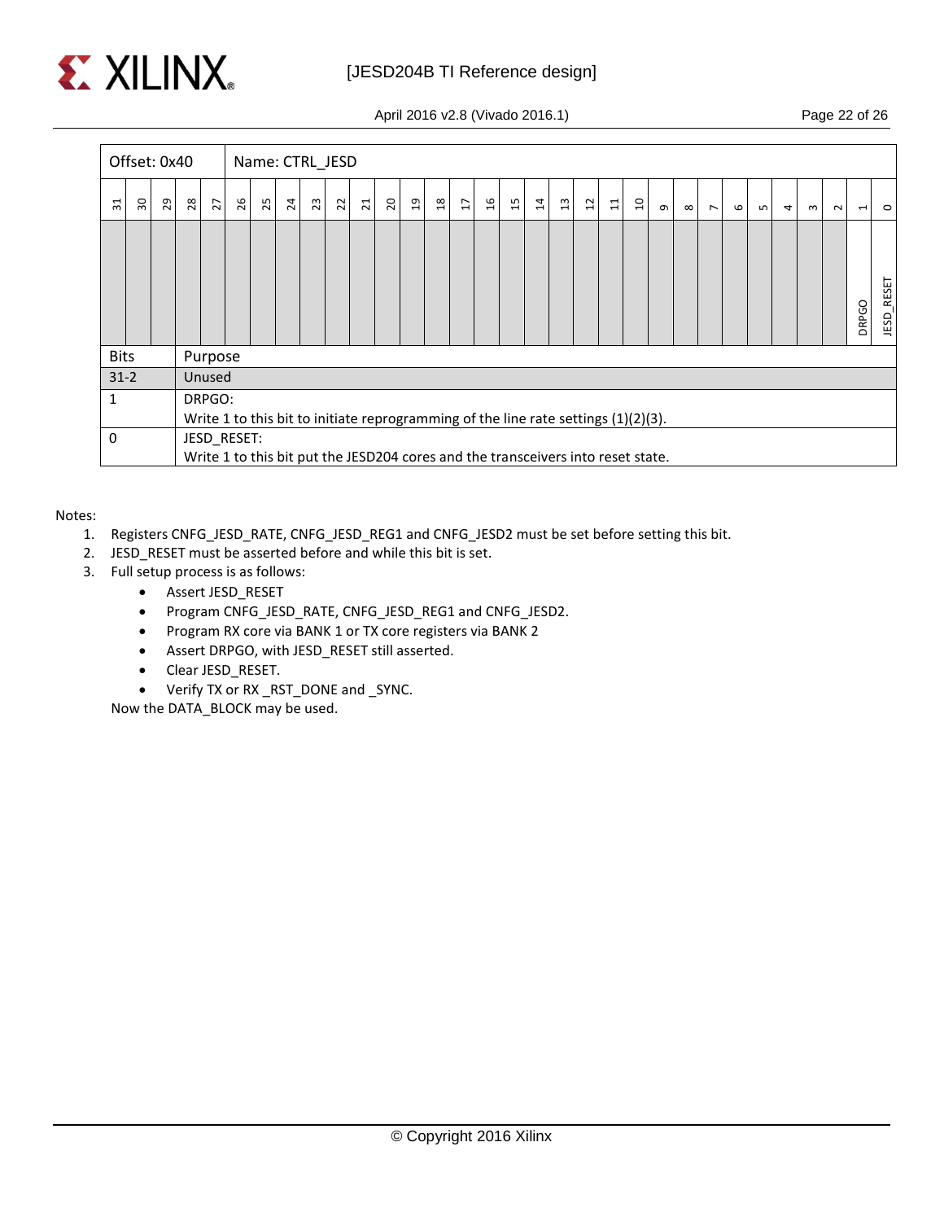| Offset: 0x40 | Name: CTRL_JESD |
|---|---|

| 31 | 30 | 29 | 28 | 27 | 26 | 25 | 24 | 23 | 22 | 21 | 20 | 19 | 18 | 17 | 16 | 15 | 14 | 13 | 12 | 11 | 10 | 9 | 8 | 7 | 6 | 5 | 4 | 3 | 2 | 1 | 0 |
|---|---|---|---|---|---|---|---|---|---|---|---|---|---|---|---|---|---|---|---|---|---|---|---|---|---|---|---|---|---|---|---|
| | | | | | | | | | | | | | | | | | | | | | | | | | | | | | | DRPGO | JESD_RESET |

| Bits | Purpose |
|---|---|
| 31-2 | Unused |
| 1 | DRPGO:<br>Write 1 to this bit to initiate reprogramming of the line rate settings (1)(2)(3). |
| 0 | JESD_RESET:<br>Write 1 to this bit put the JESD204 cores and the transceivers into reset state. |

Notes:

1. Registers CNFG_JESD_RATE, CNFG_JESD_REG1 and CNFG_JESD2 must be set before setting this bit.
2. JESD_RESET must be asserted before and while this bit is set.
3. Full setup process is as follows:
   - Assert JESD_RESET
   - Program CNFG_JESD_RATE, CNFG_JESD_REG1 and CNFG_JESD2.
   - Program RX core via BANK 1 or TX core registers via BANK 2
   - Assert DRPGO, with JESD_RESET still asserted.
   - Clear JESD_RESET.
   - Verify TX or RX _RST_DONE and _SYNC.

   Now the DATA_BLOCK may be used.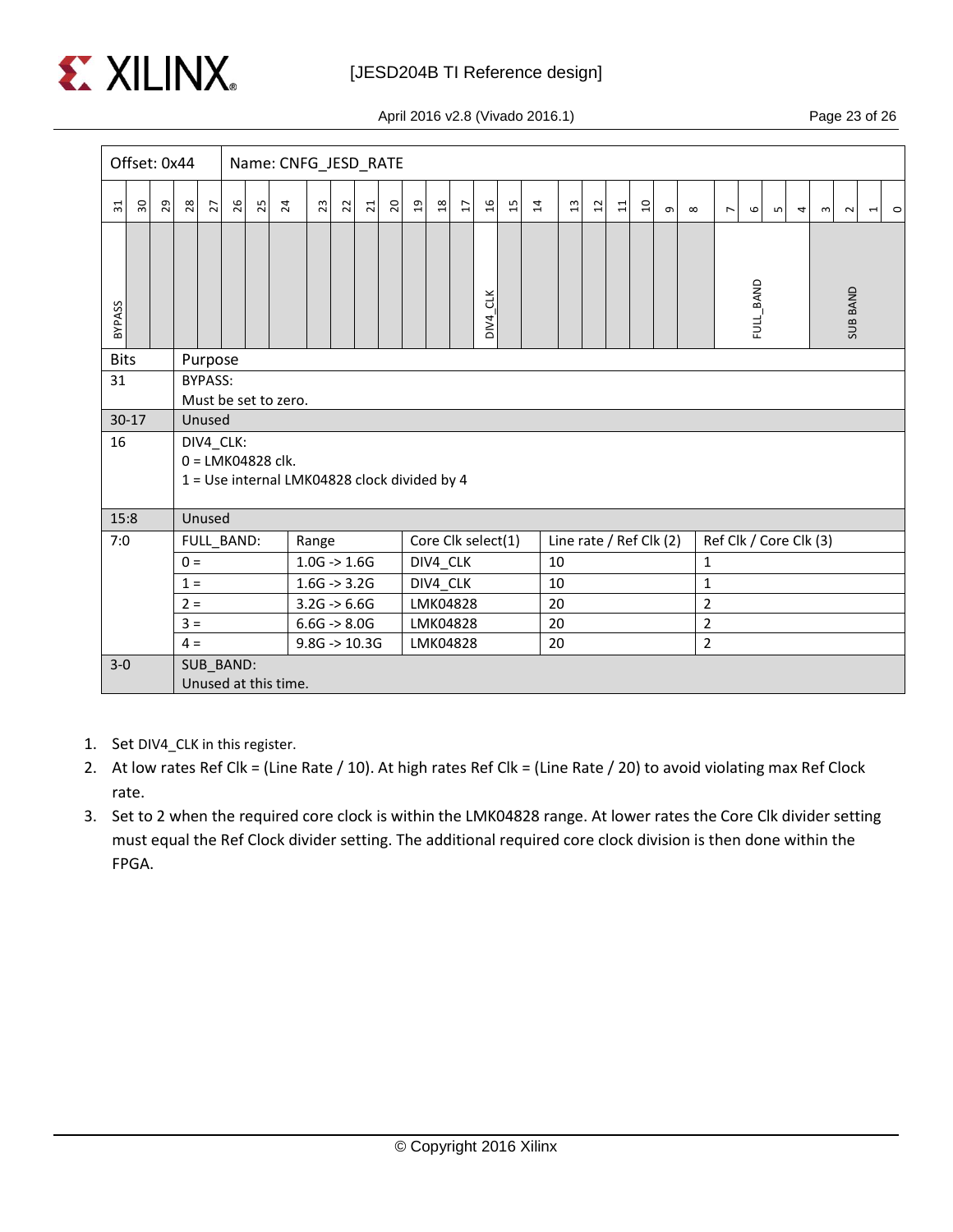| Offset: 0x44 | Name: CNFG_JESD_RATE |
|---|---|

| 31 | 30 | 29 | 28 | 27 | 26 | 25 | 24 | 23 | 22 | 21 | 20 | 19 | 18 | 17 | 16 | 15 | 14 | 13 | 12 | 11 | 10 | 9 | 8 | 7 | 6 | 5 | 4 | 3 | 2 | 1 | 0 |
|---|---|---|---|---|---|---|---|---|---|---|---|---|---|---|---|---|---|---|---|---|---|---|---|---|---|---|---|---|---|---|---|
| BYPASS | | | | | | | | | | | | | | | DIV4_CLK | | | | | | | | | FULL_BAND | | | | SUB BAND | | | |

| Bits | Purpose | | | | |
|---|---|---|---|---|---|
| 31 | BYPASS:<br>Must be set to zero. | | | | |
| 30-17 | Unused | | | | |
| 16 | DIV4_CLK:<br>0 = LMK04828 clk.<br>1 = Use internal LMK04828 clock divided by 4 | | | | |
| 15:8 | Unused | | | | |
| 7:0 | FULL_BAND: | Range | Core Clk select(1) | Line rate / Ref Clk (2) | Ref Clk / Core Clk (3) |
| | 0 = | 1.0G -> 1.6G | DIV4_CLK | 10 | 1 |
| | 1 = | 1.6G -> 3.2G | DIV4_CLK | 10 | 1 |
| | 2 = | 3.2G -> 6.6G | LMK04828 | 20 | 2 |
| | 3 = | 6.6G -> 8.0G | LMK04828 | 20 | 2 |
| | 4 = | 9.8G -> 10.3G | LMK04828 | 20 | 2 |
| 3-0 | SUB_BAND:<br>Unused at this time. | | | | |

1. Set DIV4_CLK in this register.
2. At low rates Ref Clk = (Line Rate / 10). At high rates Ref Clk = (Line Rate / 20) to avoid violating max Ref Clock rate.
3. Set to 2 when the required core clock is within the LMK04828 range. At lower rates the Core Clk divider setting must equal the Ref Clock divider setting. The additional required core clock division is then done within the FPGA.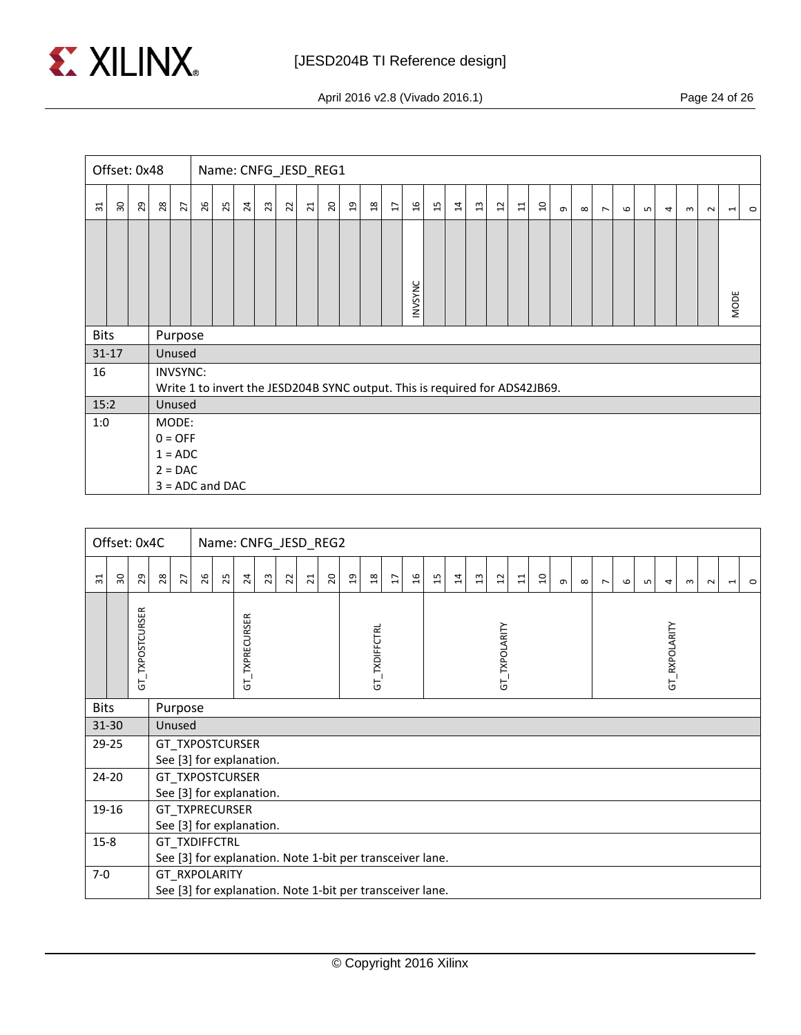| Offset: 0x48 | Name: CNFG_JESD_REG1 |
|---|---|

| 31 | 30 | 29 | 28 | 27 | 26 | 25 | 24 | 23 | 22 | 21 | 20 | 19 | 18 | 17 | 16 | 15 | 14 | 13 | 12 | 11 | 10 | 9 | 8 | 7 | 6 | 5 | 4 | 3 | 2 | 1 | 0 |
|---|---|---|---|---|---|---|---|---|---|---|---|---|---|---|---|---|---|---|---|---|---|---|---|---|---|---|---|---|---|---|---|
| | | | | | | | | | | | | | | | INVSYNC | | | | | | | | | | | | | | | MODE | |

| Bits | Purpose |
|---|---|
| 31-17 | Unused |
| 16 | INVSYNC:<br>Write 1 to invert the JESD204B SYNC output. This is required for ADS42JB69. |
| 15:2 | Unused |
| 1:0 | MODE:<br>0 = OFF<br>1 = ADC<br>2 = DAC<br>3 = ADC and DAC |

| Offset: 0x4C | Name: CNFG_JESD_REG2 |
|---|---|

| 31 | 30 | 29 | 28 | 27 | 26 | 25 | 24 | 23 | 22 | 21 | 20 | 19 | 18 | 17 | 16 | 15 | 14 | 13 | 12 | 11 | 10 | 9 | 8 | 7 | 6 | 5 | 4 | 3 | 2 | 1 | 0 |
|---|---|---|---|---|---|---|---|---|---|---|---|---|---|---|---|---|---|---|---|---|---|---|---|---|---|---|---|---|---|---|---|
| | | GT_TXPOSTCURSER | | | | | GT_TXPRECURSER | | | | | GT_TXDIFFCTRL | | | | GT_TXPOLARITY | | | | | | | | GT_RXPOLARITY | | | | | | | |

| Bits | Purpose |
|---|---|
| 31-30 | Unused |
| 29-25 | GT_TXPOSTCURSER<br>See [3] for explanation. |
| 24-20 | GT_TXPOSTCURSER<br>See [3] for explanation. |
| 19-16 | GT_TXPRECURSER<br>See [3] for explanation. |
| 15-8 | GT_TXDIFFCTRL<br>See [3] for explanation. Note 1-bit per transceiver lane. |
| 7-0 | GT_RXPOLARITY<br>See [3] for explanation. Note 1-bit per transceiver lane. |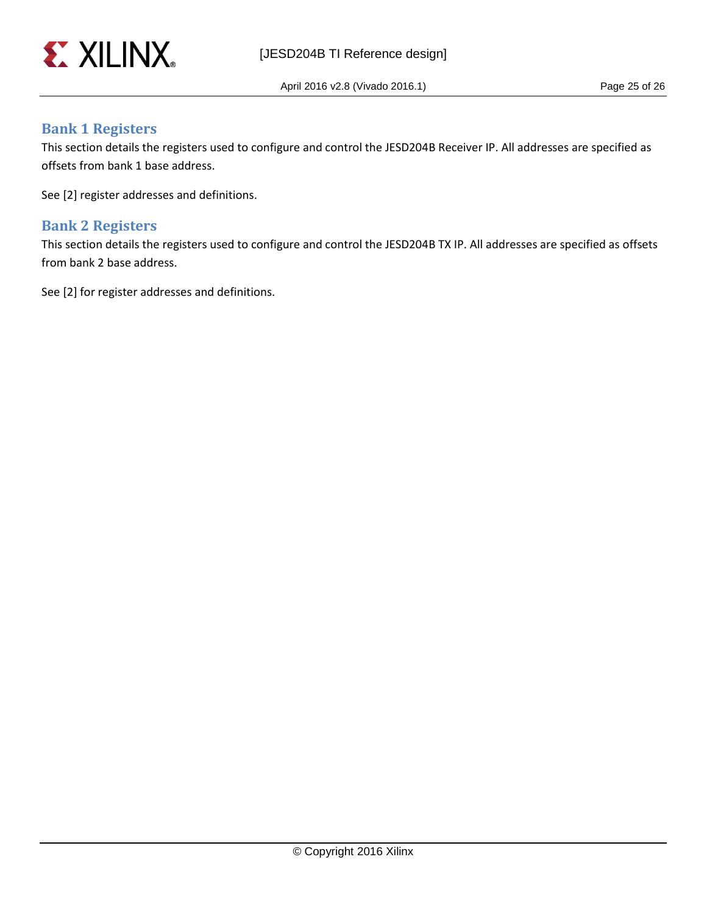## Bank 1 Registers

This section details the registers used to configure and control the JESD204B Receiver IP. All addresses are specified as offsets from bank 1 base address.

See [2] register addresses and definitions.

## Bank 2 Registers

This section details the registers used to configure and control the JESD204B TX IP. All addresses are specified as offsets from bank 2 base address.

See [2] for register addresses and definitions.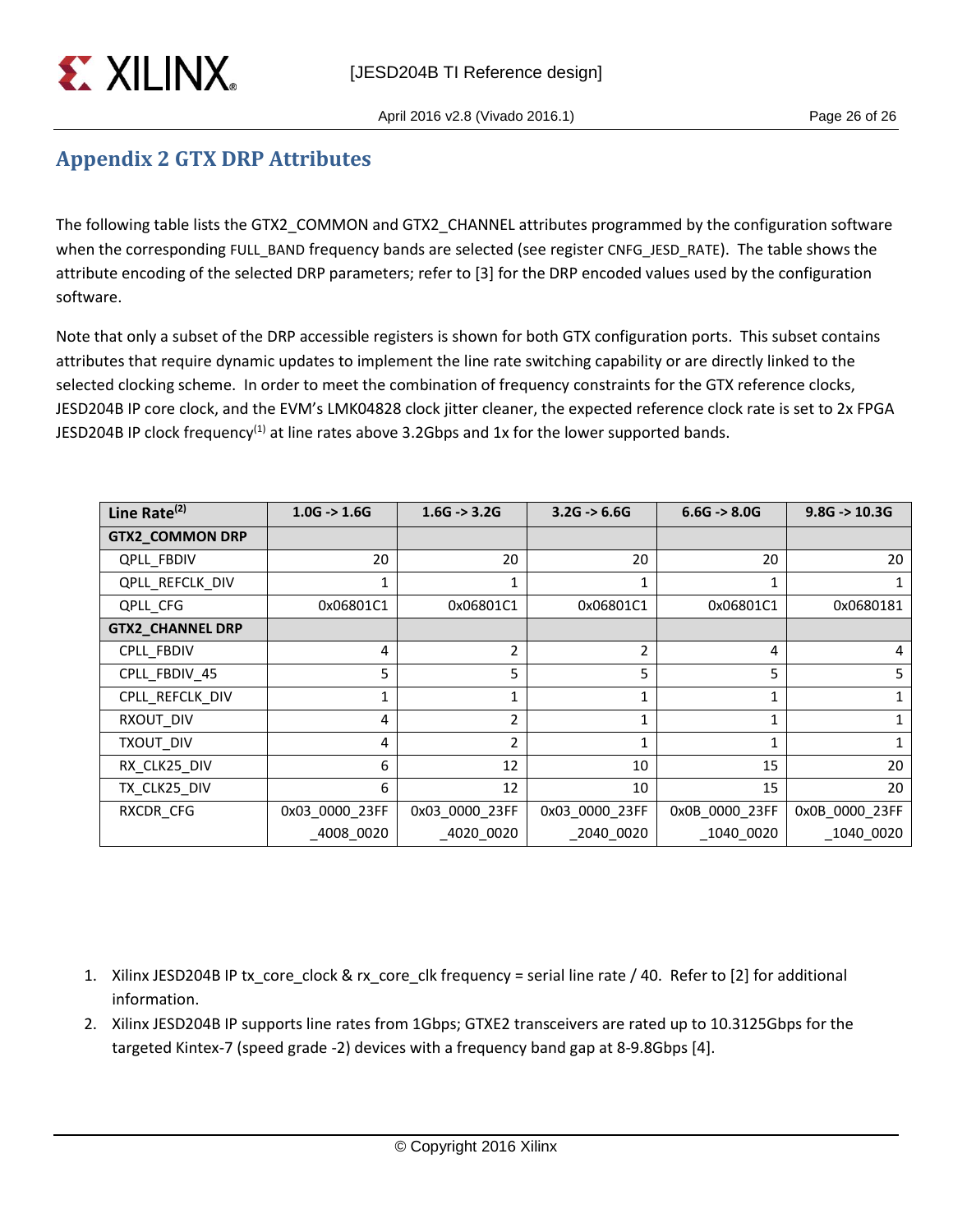## Appendix 2 GTX DRP Attributes

The following table lists the GTX2_COMMON and GTX2_CHANNEL attributes programmed by the configuration software when the corresponding FULL_BAND frequency bands are selected (see register CNFG_JESD_RATE). The table shows the attribute encoding of the selected DRP parameters; refer to [3] for the DRP encoded values used by the configuration software.

Note that only a subset of the DRP accessible registers is shown for both GTX configuration ports. This subset contains attributes that require dynamic updates to implement the line rate switching capability or are directly linked to the selected clocking scheme. In order to meet the combination of frequency constraints for the GTX reference clocks, JESD204B IP core clock, and the EVM's LMK04828 clock jitter cleaner, the expected reference clock rate is set to 2x FPGA JESD204B IP clock frequency[1] at line rates above 3.2Gbps and 1x for the lower supported bands.

| Line Rate[2] | 1.0G -> 1.6G | 1.6G -> 3.2G | 3.2G -> 6.6G | 6.6G -> 8.0G | 9.8G -> 10.3G |
|---|---|---|---|---|---|
| **GTX2_COMMON DRP** | | | | | |
| QPLL_FBDIV | 20 | 20 | 20 | 20 | 20 |
| QPLL_REFCLK_DIV | 1 | 1 | 1 | 1 | 1 |
| QPLL_CFG | 0x06801C1 | 0x06801C1 | 0x06801C1 | 0x06801C1 | 0x0680181 |
| **GTX2_CHANNEL DRP** | | | | | |
| CPLL_FBDIV | 4 | 2 | 2 | 4 | 4 |
| CPLL_FBDIV_45 | 5 | 5 | 5 | 5 | 5 |
| CPLL_REFCLK_DIV | 1 | 1 | 1 | 1 | 1 |
| RXOUT_DIV | 4 | 2 | 1 | 1 | 1 |
| TXOUT_DIV | 4 | 2 | 1 | 1 | 1 |
| RX_CLK25_DIV | 6 | 12 | 10 | 15 | 20 |
| TX_CLK25_DIV | 6 | 12 | 10 | 15 | 20 |
| RXCDR_CFG | 0x03_0000_23FF_4008_0020 | 0x03_0000_23FF_4020_0020 | 0x03_0000_23FF_2040_0020 | 0x0B_0000_23FF_1040_0020 | 0x0B_0000_23FF_1040_0020 |

1. Xilinx JESD204B IP tx_core_clock & rx_core_clk frequency = serial line rate / 40. Refer to [2] for additional information.
2. Xilinx JESD204B IP supports line rates from 1Gbps; GTXE2 transceivers are rated up to 10.3125Gbps for the targeted Kintex-7 (speed grade -2) devices with a frequency band gap at 8-9.8Gbps [4].